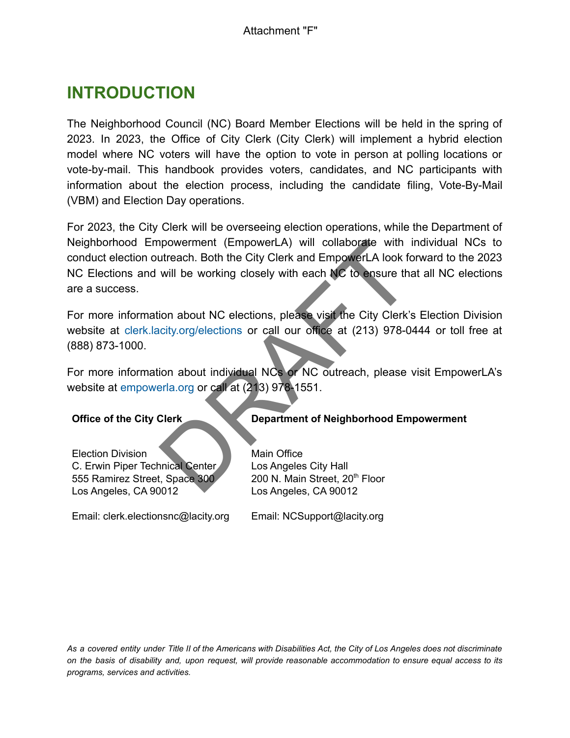Attachment "F"

# INTRODUCTION

The Neighborhood Council (NC) Board Member Elections will be held in the spring of 2023. In 2023, the Office of City Clerk (City Clerk) will implement a hybrid election model where NC voters will have the option to vote in person at polling locations or vote-by-mail. This handbook provides voters, candidates, and NC participants with information about the election process, including the candidate filing, Vote-By-Mail (VBM) and Election Day operations.

For 2023, the City Clerk will be overseeing election operations, while the Department of Neighborhood Empowerment (EmpowerLA) will collaborate with individual NCs to conduct election outreach. Both the City Clerk and EmpowerLA look forward to the 2023 NC Elections and will be working closely with each NC to ensure that all NC elections are a success.

For more information about NC elections, please visit the City Clerk's Election Division website at clerk.lacity.org/elections or call our office at (213) 978-0444 or toll free at (888) 873-1000.

For more information about individual NCs or NC outreach, please visit EmpowerLA's website at empowerla.org or call at (213) 978-1551.

**Office of the City Clerk**

Election Division
C. Erwin Piper Technical Center
555 Ramirez Street, Space 300
Los Angeles, CA 90012

Email: clerk.electionsnc@lacity.org

**Department of Neighborhood Empowerment**

Main Office
Los Angeles City Hall
200 N. Main Street, 20th Floor
Los Angeles, CA 90012

Email: NCSupport@lacity.org

*As a covered entity under Title II of the Americans with Disabilities Act, the City of Los Angeles does not discriminate on the basis of disability and, upon request, will provide reasonable accommodation to ensure equal access to its programs, services and activities.*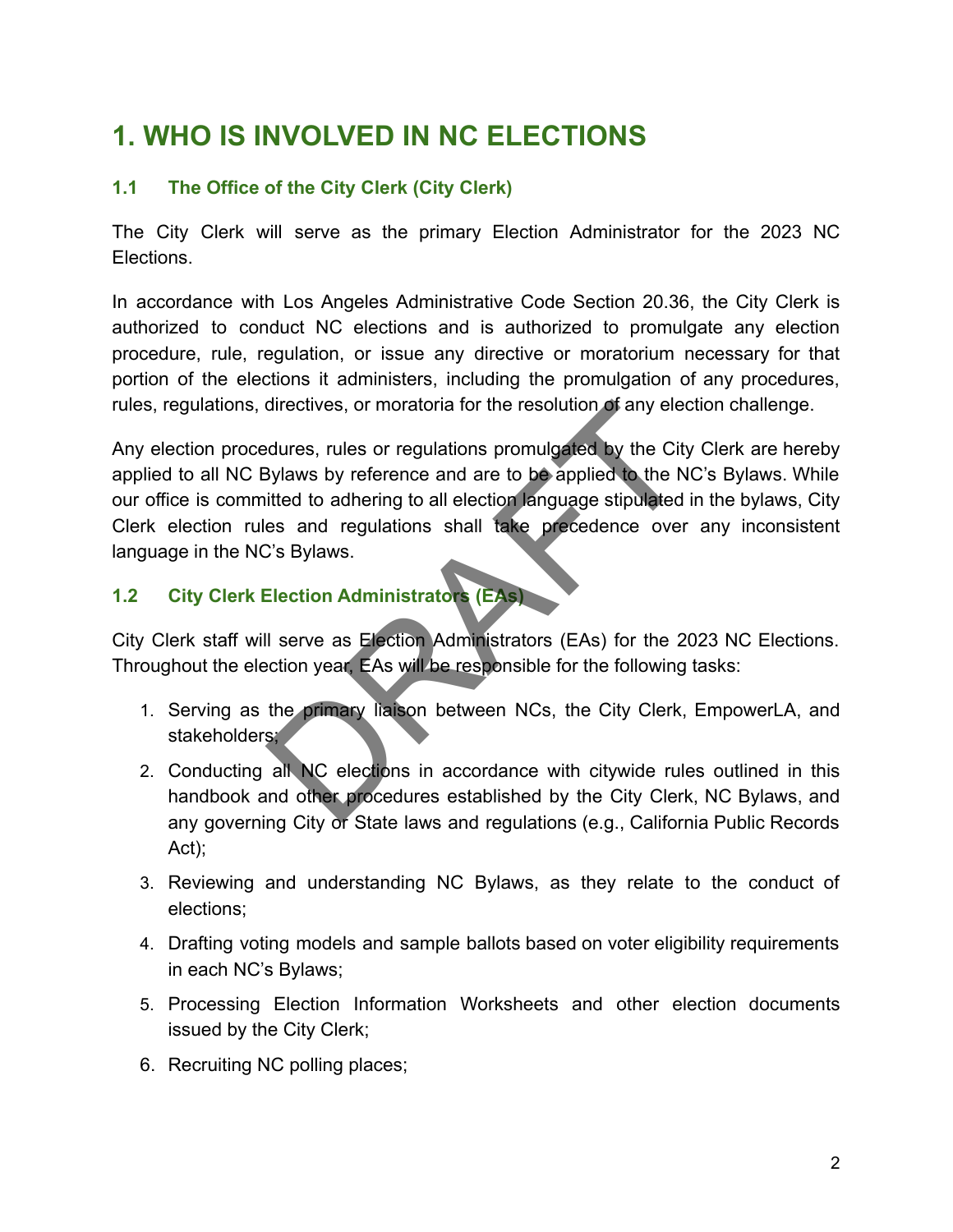# 1. WHO IS INVOLVED IN NC ELECTIONS

## 1.1 The Office of the City Clerk (City Clerk)

The City Clerk will serve as the primary Election Administrator for the 2023 NC Elections.

In accordance with Los Angeles Administrative Code Section 20.36, the City Clerk is authorized to conduct NC elections and is authorized to promulgate any election procedure, rule, regulation, or issue any directive or moratorium necessary for that portion of the elections it administers, including the promulgation of any procedures, rules, regulations, directives, or moratoria for the resolution of any election challenge.

Any election procedures, rules or regulations promulgated by the City Clerk are hereby applied to all NC Bylaws by reference and are to be applied to the NC's Bylaws. While our office is committed to adhering to all election language stipulated in the bylaws, City Clerk election rules and regulations shall take precedence over any inconsistent language in the NC's Bylaws.

## 1.2 City Clerk Election Administrators (EAs)

City Clerk staff will serve as Election Administrators (EAs) for the 2023 NC Elections. Throughout the election year, EAs will be responsible for the following tasks:

1. Serving as the primary liaison between NCs, the City Clerk, EmpowerLA, and stakeholders;
2. Conducting all NC elections in accordance with citywide rules outlined in this handbook and other procedures established by the City Clerk, NC Bylaws, and any governing City or State laws and regulations (e.g., California Public Records Act);
3. Reviewing and understanding NC Bylaws, as they relate to the conduct of elections;
4. Drafting voting models and sample ballots based on voter eligibility requirements in each NC's Bylaws;
5. Processing Election Information Worksheets and other election documents issued by the City Clerk;
6. Recruiting NC polling places;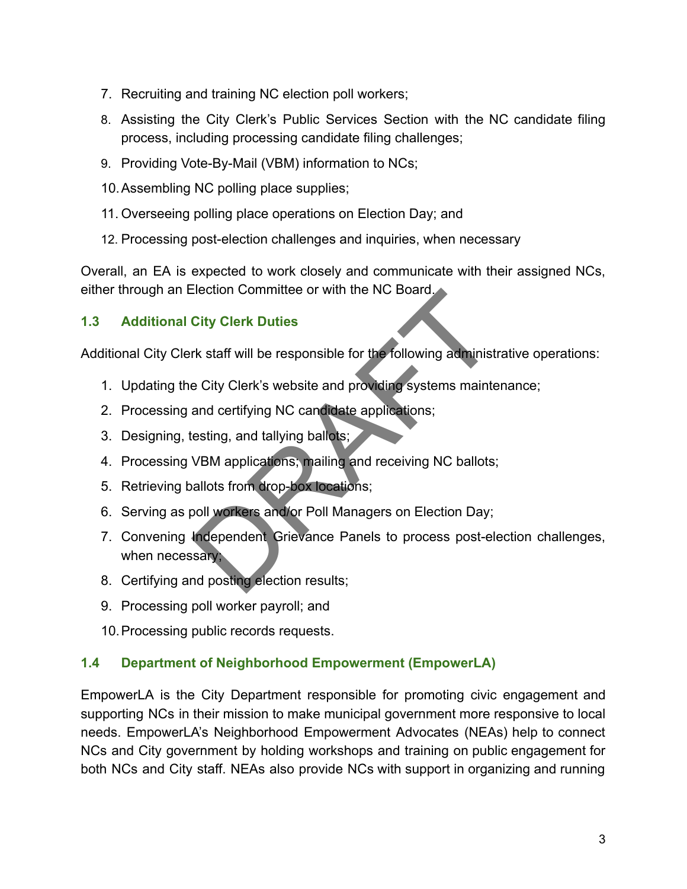7. Recruiting and training NC election poll workers;
8. Assisting the City Clerk's Public Services Section with the NC candidate filing process, including processing candidate filing challenges;
9. Providing Vote-By-Mail (VBM) information to NCs;
10. Assembling NC polling place supplies;
11. Overseeing polling place operations on Election Day; and
12. Processing post-election challenges and inquiries, when necessary

Overall, an EA is expected to work closely and communicate with their assigned NCs, either through an Election Committee or with the NC Board.

### 1.3 Additional City Clerk Duties

Additional City Clerk staff will be responsible for the following administrative operations:

1. Updating the City Clerk's website and providing systems maintenance;
2. Processing and certifying NC candidate applications;
3. Designing, testing, and tallying ballots;
4. Processing VBM applications; mailing and receiving NC ballots;
5. Retrieving ballots from drop-box locations;
6. Serving as poll workers and/or Poll Managers on Election Day;
7. Convening Independent Grievance Panels to process post-election challenges, when necessary;
8. Certifying and posting election results;
9. Processing poll worker payroll; and
10. Processing public records requests.

### 1.4 Department of Neighborhood Empowerment (EmpowerLA)

EmpowerLA is the City Department responsible for promoting civic engagement and supporting NCs in their mission to make municipal government more responsive to local needs. EmpowerLA's Neighborhood Empowerment Advocates (NEAs) help to connect NCs and City government by holding workshops and training on public engagement for both NCs and City staff. NEAs also provide NCs with support in organizing and running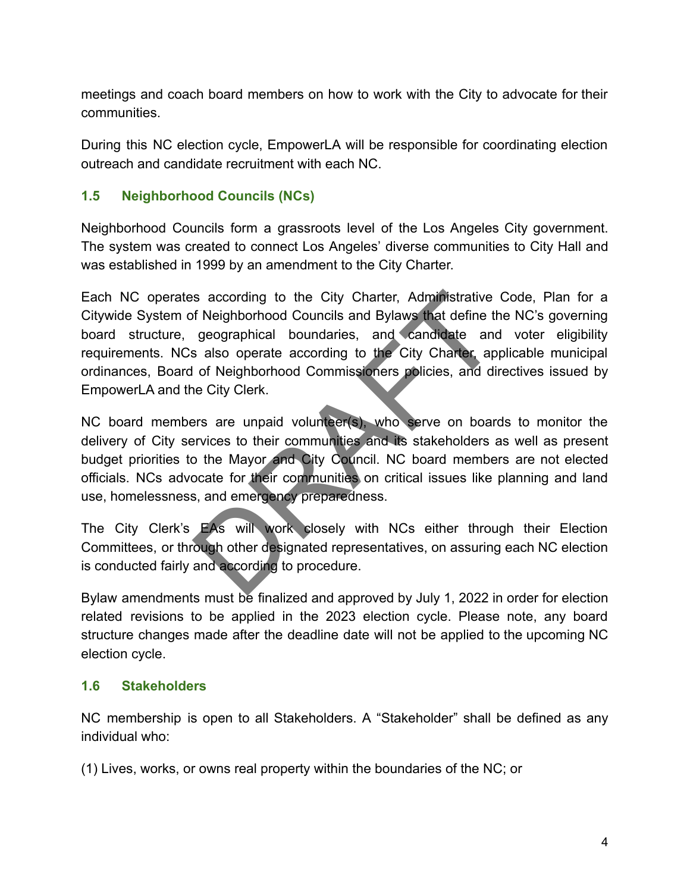meetings and coach board members on how to work with the City to advocate for their communities.

During this NC election cycle, EmpowerLA will be responsible for coordinating election outreach and candidate recruitment with each NC.

### 1.5 Neighborhood Councils (NCs)

Neighborhood Councils form a grassroots level of the Los Angeles City government. The system was created to connect Los Angeles' diverse communities to City Hall and was established in 1999 by an amendment to the City Charter.

Each NC operates according to the City Charter, Administrative Code, Plan for a Citywide System of Neighborhood Councils and Bylaws that define the NC's governing board structure, geographical boundaries, and candidate and voter eligibility requirements. NCs also operate according to the City Charter, applicable municipal ordinances, Board of Neighborhood Commissioners policies, and directives issued by EmpowerLA and the City Clerk.

NC board members are unpaid volunteer(s), who serve on boards to monitor the delivery of City services to their communities and its stakeholders as well as present budget priorities to the Mayor and City Council. NC board members are not elected officials. NCs advocate for their communities on critical issues like planning and land use, homelessness, and emergency preparedness.

The City Clerk's EAs will work closely with NCs either through their Election Committees, or through other designated representatives, on assuring each NC election is conducted fairly and according to procedure.

Bylaw amendments must be finalized and approved by July 1, 2022 in order for election related revisions to be applied in the 2023 election cycle. Please note, any board structure changes made after the deadline date will not be applied to the upcoming NC election cycle.

### 1.6 Stakeholders

NC membership is open to all Stakeholders. A "Stakeholder" shall be defined as any individual who:

(1) Lives, works, or owns real property within the boundaries of the NC; or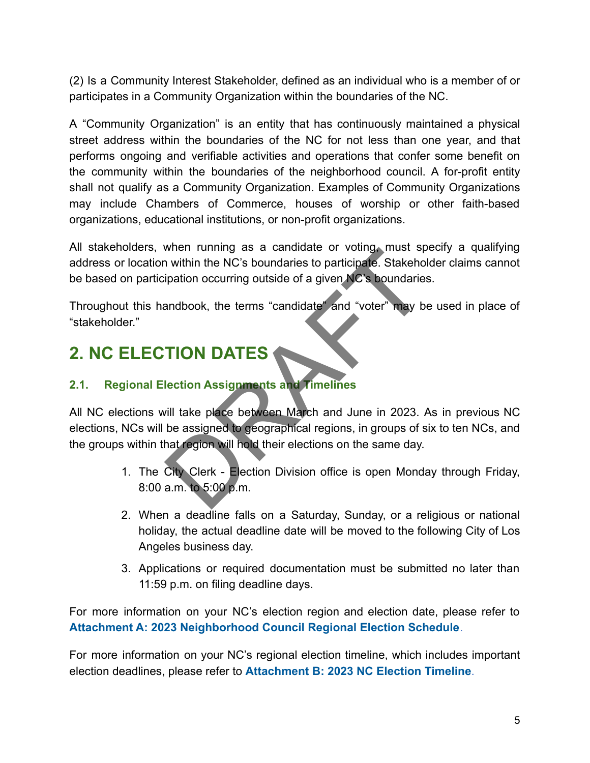(2) Is a Community Interest Stakeholder, defined as an individual who is a member of or participates in a Community Organization within the boundaries of the NC.

A "Community Organization" is an entity that has continuously maintained a physical street address within the boundaries of the NC for not less than one year, and that performs ongoing and verifiable activities and operations that confer some benefit on the community within the boundaries of the neighborhood council. A for-profit entity shall not qualify as a Community Organization. Examples of Community Organizations may include Chambers of Commerce, houses of worship or other faith-based organizations, educational institutions, or non-profit organizations.

All stakeholders, when running as a candidate or voting, must specify a qualifying address or location within the NC's boundaries to participate. Stakeholder claims cannot be based on participation occurring outside of a given NC's boundaries.

Throughout this handbook, the terms "candidate" and "voter" may be used in place of "stakeholder."

# 2. NC ELECTION DATES

## 2.1. Regional Election Assignments and Timelines

All NC elections will take place between March and June in 2023. As in previous NC elections, NCs will be assigned to geographical regions, in groups of six to ten NCs, and the groups within that region will hold their elections on the same day.

1. The City Clerk - Election Division office is open Monday through Friday, 8:00 a.m. to 5:00 p.m.
2. When a deadline falls on a Saturday, Sunday, or a religious or national holiday, the actual deadline date will be moved to the following City of Los Angeles business day.
3. Applications or required documentation must be submitted no later than 11:59 p.m. on filing deadline days.

For more information on your NC's election region and election date, please refer to **Attachment A: 2023 Neighborhood Council Regional Election Schedule**.

For more information on your NC's regional election timeline, which includes important election deadlines, please refer to **Attachment B: 2023 NC Election Timeline**.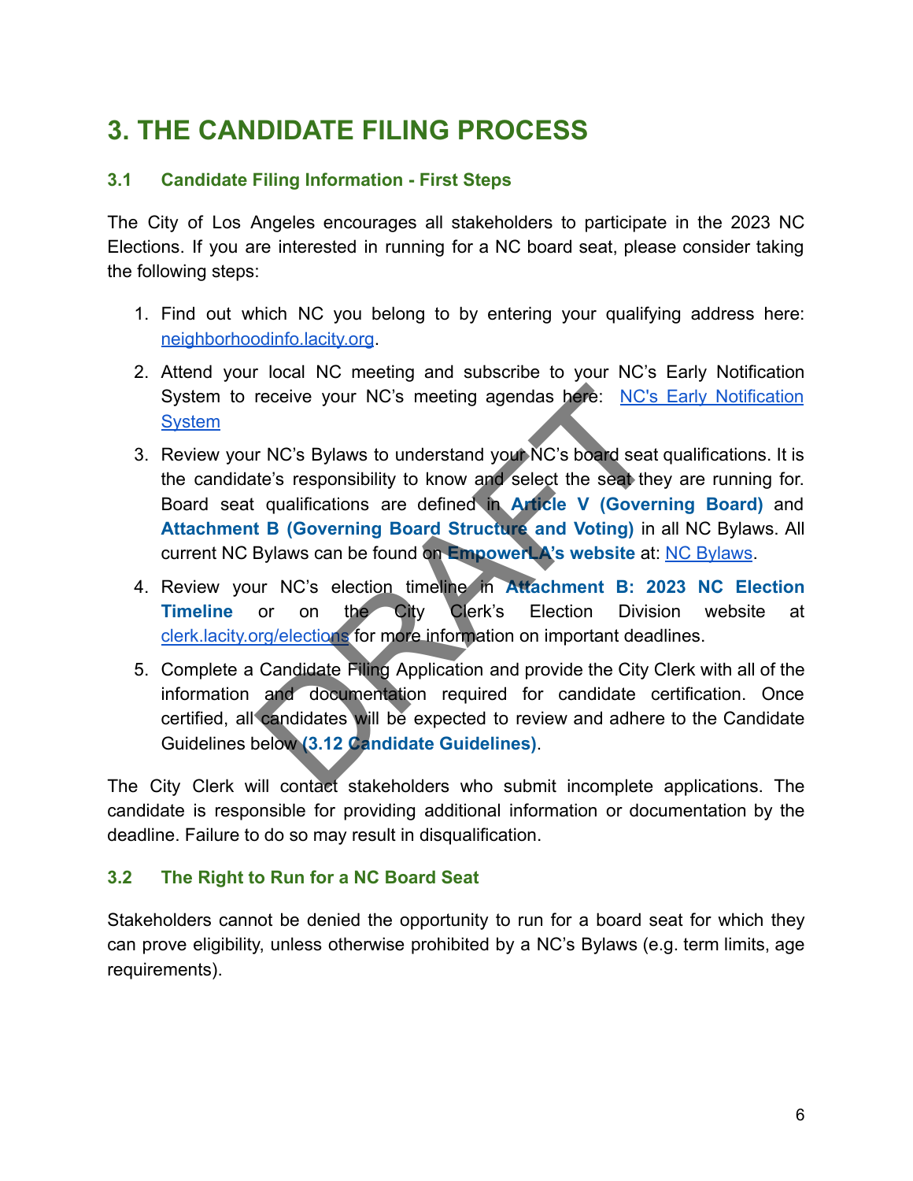# 3. THE CANDIDATE FILING PROCESS

### 3.1 Candidate Filing Information - First Steps

The City of Los Angeles encourages all stakeholders to participate in the 2023 NC Elections. If you are interested in running for a NC board seat, please consider taking the following steps:

1. Find out which NC you belong to by entering your qualifying address here: neighborhoodinfo.lacity.org.
2. Attend your local NC meeting and subscribe to your NC's Early Notification System to receive your NC's meeting agendas here: NC's Early Notification System
3. Review your NC's Bylaws to understand your NC's board seat qualifications. It is the candidate's responsibility to know and select the seat they are running for. Board seat qualifications are defined in **Article V (Governing Board)** and **Attachment B (Governing Board Structure and Voting)** in all NC Bylaws. All current NC Bylaws can be found on **EmpowerLA's website** at: NC Bylaws.
4. Review your NC's election timeline in **Attachment B: 2023 NC Election Timeline** or on the City Clerk's Election Division website at clerk.lacity.org/elections for more information on important deadlines.
5. Complete a Candidate Filing Application and provide the City Clerk with all of the information and documentation required for candidate certification. Once certified, all candidates will be expected to review and adhere to the Candidate Guidelines below **(3.12 Candidate Guidelines)**.

The City Clerk will contact stakeholders who submit incomplete applications. The candidate is responsible for providing additional information or documentation by the deadline. Failure to do so may result in disqualification.

### 3.2 The Right to Run for a NC Board Seat

Stakeholders cannot be denied the opportunity to run for a board seat for which they can prove eligibility, unless otherwise prohibited by a NC's Bylaws (e.g. term limits, age requirements).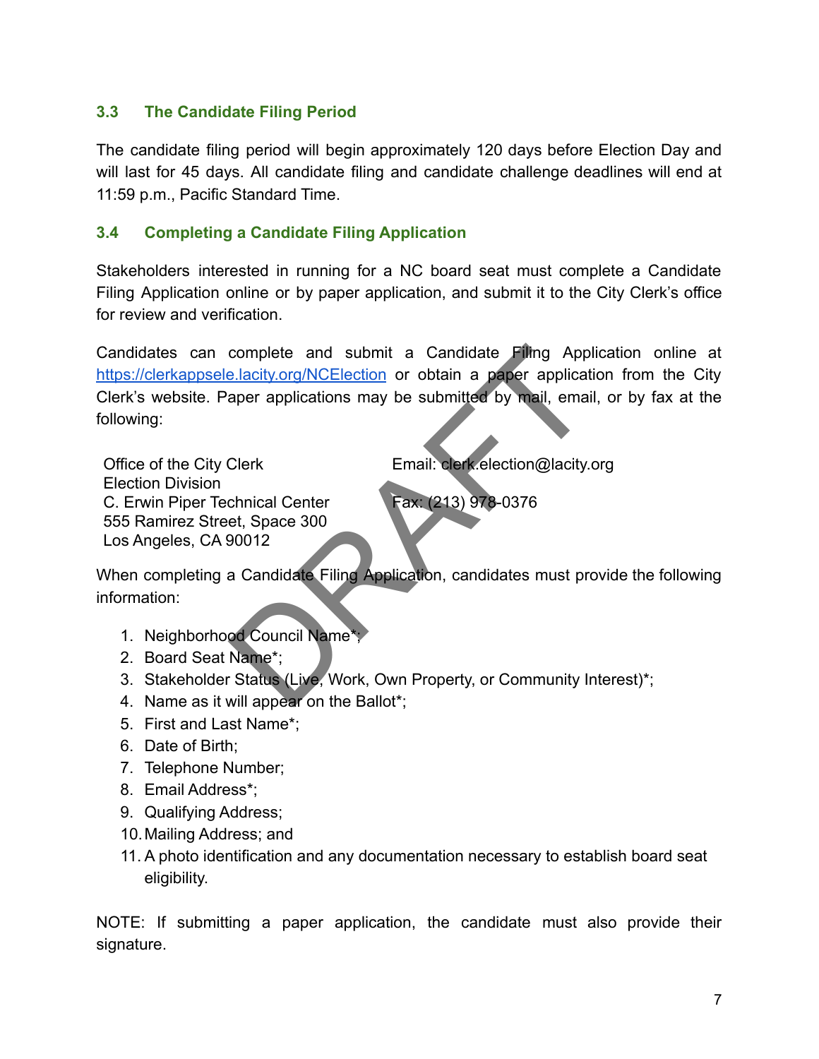### 3.3 The Candidate Filing Period

The candidate filing period will begin approximately 120 days before Election Day and will last for 45 days. All candidate filing and candidate challenge deadlines will end at 11:59 p.m., Pacific Standard Time.

### 3.4 Completing a Candidate Filing Application

Stakeholders interested in running for a NC board seat must complete a Candidate Filing Application online or by paper application, and submit it to the City Clerk's office for review and verification.

Candidates can complete and submit a Candidate Filing Application online at [https://clerkappsele.lacity.org/NCElection](https://clerkappsele.lacity.org/NCElection) or obtain a paper application from the City Clerk's website. Paper applications may be submitted by mail, email, or by fax at the following:

Office of the City Clerk
Election Division
C. Erwin Piper Technical Center
555 Ramirez Street, Space 300
Los Angeles, CA 90012

Email: clerk.election@lacity.org

Fax: (213) 978-0376

When completing a Candidate Filing Application, candidates must provide the following information:

1. Neighborhood Council Name*;
2. Board Seat Name*;
3. Stakeholder Status (Live, Work, Own Property, or Community Interest)*;
4. Name as it will appear on the Ballot*;
5. First and Last Name*;
6. Date of Birth;
7. Telephone Number;
8. Email Address*;
9. Qualifying Address;
10. Mailing Address; and
11. A photo identification and any documentation necessary to establish board seat eligibility.

NOTE: If submitting a paper application, the candidate must also provide their signature.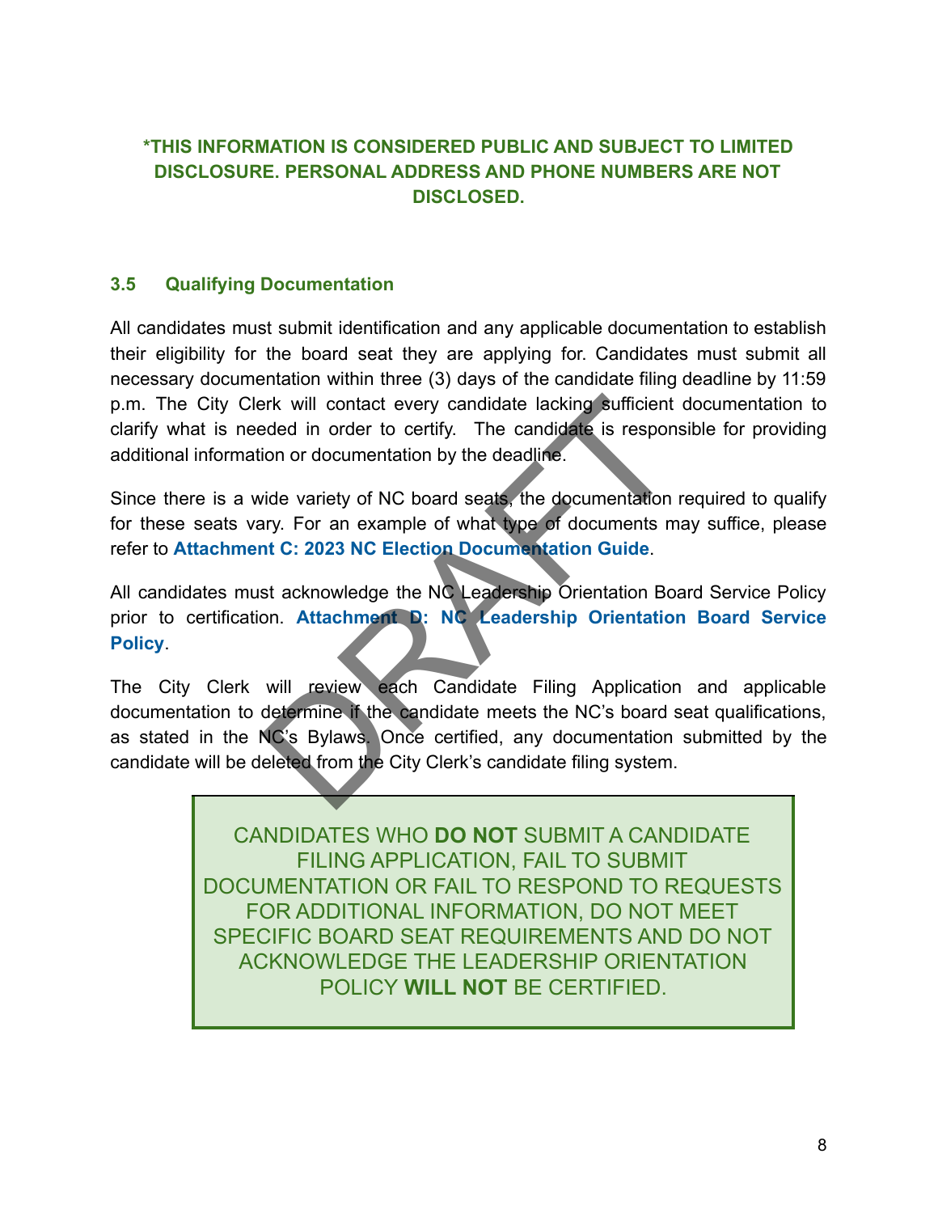**\*THIS INFORMATION IS CONSIDERED PUBLIC AND SUBJECT TO LIMITED DISCLOSURE. PERSONAL ADDRESS AND PHONE NUMBERS ARE NOT DISCLOSED.**

### 3.5 Qualifying Documentation

All candidates must submit identification and any applicable documentation to establish their eligibility for the board seat they are applying for. Candidates must submit all necessary documentation within three (3) days of the candidate filing deadline by 11:59 p.m. The City Clerk will contact every candidate lacking sufficient documentation to clarify what is needed in order to certify. The candidate is responsible for providing additional information or documentation by the deadline.

Since there is a wide variety of NC board seats, the documentation required to qualify for these seats vary. For an example of what type of documents may suffice, please refer to **Attachment C: 2023 NC Election Documentation Guide**.

All candidates must acknowledge the NC Leadership Orientation Board Service Policy prior to certification. **Attachment D: NC Leadership Orientation Board Service Policy**.

The City Clerk will review each Candidate Filing Application and applicable documentation to determine if the candidate meets the NC's board seat qualifications, as stated in the NC's Bylaws. Once certified, any documentation submitted by the candidate will be deleted from the City Clerk's candidate filing system.

> CANDIDATES WHO **DO NOT** SUBMIT A CANDIDATE FILING APPLICATION, FAIL TO SUBMIT DOCUMENTATION OR FAIL TO RESPOND TO REQUESTS FOR ADDITIONAL INFORMATION, DO NOT MEET SPECIFIC BOARD SEAT REQUIREMENTS AND DO NOT ACKNOWLEDGE THE LEADERSHIP ORIENTATION POLICY **WILL NOT** BE CERTIFIED.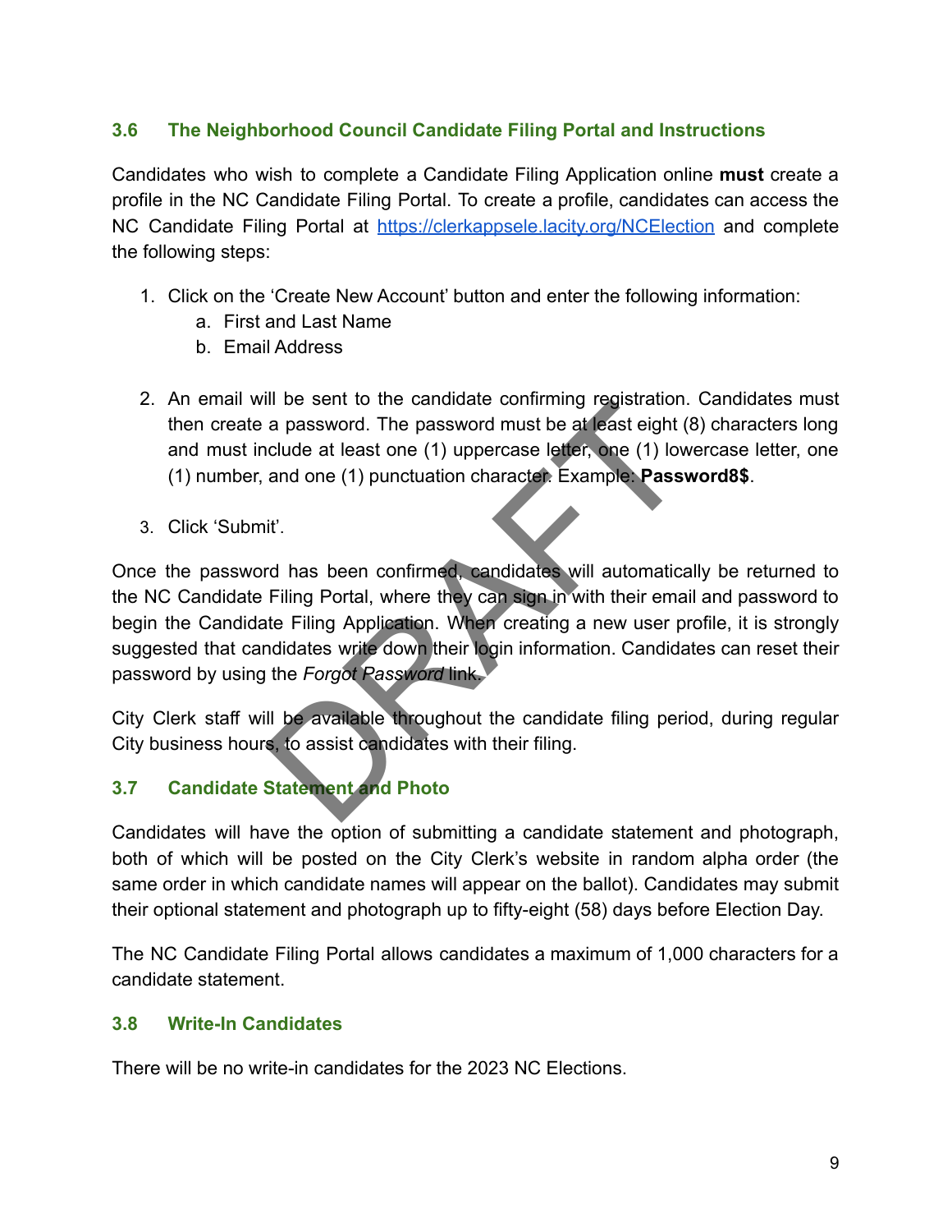### 3.6 The Neighborhood Council Candidate Filing Portal and Instructions

Candidates who wish to complete a Candidate Filing Application online **must** create a profile in the NC Candidate Filing Portal. To create a profile, candidates can access the NC Candidate Filing Portal at [https://clerkappsele.lacity.org/NCElection](https://clerkappsele.lacity.org/NCElection) and complete the following steps:

1. Click on the 'Create New Account' button and enter the following information:
   a. First and Last Name
   b. Email Address

2. An email will be sent to the candidate confirming registration. Candidates must then create a password. The password must be at least eight (8) characters long and must include at least one (1) uppercase letter, one (1) lowercase letter, one (1) number, and one (1) punctuation character. Example: **Password8$**.

3. Click 'Submit'.

Once the password has been confirmed, candidates will automatically be returned to the NC Candidate Filing Portal, where they can sign in with their email and password to begin the Candidate Filing Application. When creating a new user profile, it is strongly suggested that candidates write down their login information. Candidates can reset their password by using the *Forgot Password* link.

City Clerk staff will be available throughout the candidate filing period, during regular City business hours, to assist candidates with their filing.

### 3.7 Candidate Statement and Photo

Candidates will have the option of submitting a candidate statement and photograph, both of which will be posted on the City Clerk's website in random alpha order (the same order in which candidate names will appear on the ballot). Candidates may submit their optional statement and photograph up to fifty-eight (58) days before Election Day.

The NC Candidate Filing Portal allows candidates a maximum of 1,000 characters for a candidate statement.

### 3.8 Write-In Candidates

There will be no write-in candidates for the 2023 NC Elections.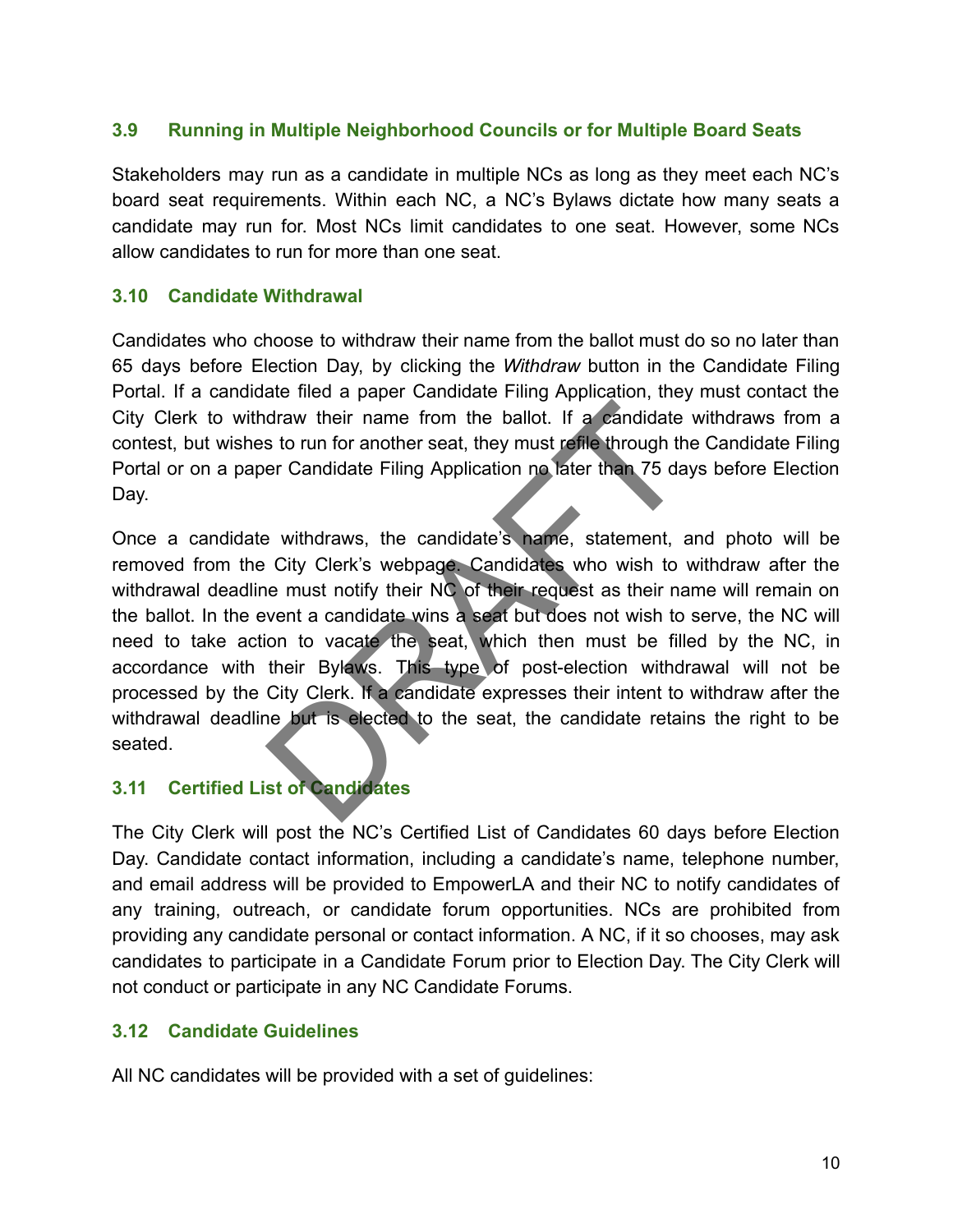### 3.9 Running in Multiple Neighborhood Councils or for Multiple Board Seats

Stakeholders may run as a candidate in multiple NCs as long as they meet each NC's board seat requirements. Within each NC, a NC's Bylaws dictate how many seats a candidate may run for. Most NCs limit candidates to one seat. However, some NCs allow candidates to run for more than one seat.

### 3.10 Candidate Withdrawal

Candidates who choose to withdraw their name from the ballot must do so no later than 65 days before Election Day, by clicking the *Withdraw* button in the Candidate Filing Portal. If a candidate filed a paper Candidate Filing Application, they must contact the City Clerk to withdraw their name from the ballot. If a candidate withdraws from a contest, but wishes to run for another seat, they must refile through the Candidate Filing Portal or on a paper Candidate Filing Application no later than 75 days before Election Day.

Once a candidate withdraws, the candidate's name, statement, and photo will be removed from the City Clerk's webpage. Candidates who wish to withdraw after the withdrawal deadline must notify their NC of their request as their name will remain on the ballot. In the event a candidate wins a seat but does not wish to serve, the NC will need to take action to vacate the seat, which then must be filled by the NC, in accordance with their Bylaws. This type of post-election withdrawal will not be processed by the City Clerk. If a candidate expresses their intent to withdraw after the withdrawal deadline but is elected to the seat, the candidate retains the right to be seated.

### 3.11 Certified List of Candidates

The City Clerk will post the NC's Certified List of Candidates 60 days before Election Day. Candidate contact information, including a candidate's name, telephone number, and email address will be provided to EmpowerLA and their NC to notify candidates of any training, outreach, or candidate forum opportunities. NCs are prohibited from providing any candidate personal or contact information. A NC, if it so chooses, may ask candidates to participate in a Candidate Forum prior to Election Day. The City Clerk will not conduct or participate in any NC Candidate Forums.

### 3.12 Candidate Guidelines

All NC candidates will be provided with a set of guidelines: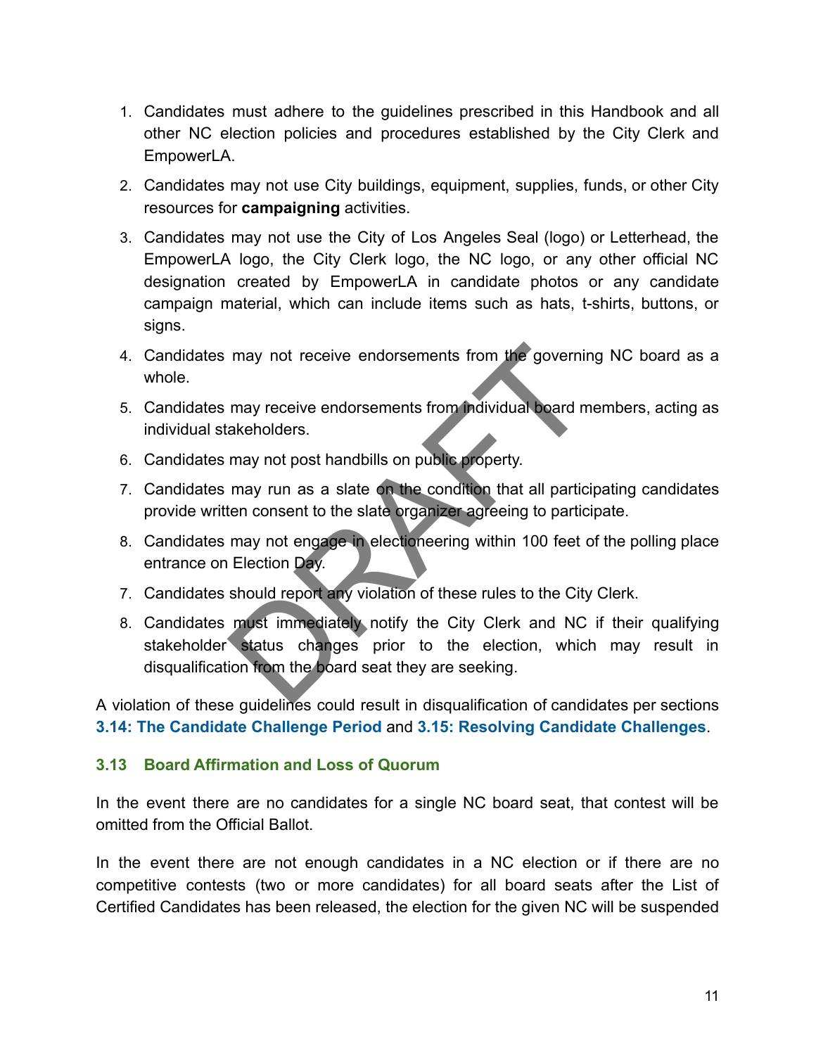1. Candidates must adhere to the guidelines prescribed in this Handbook and all other NC election policies and procedures established by the City Clerk and EmpowerLA.
2. Candidates may not use City buildings, equipment, supplies, funds, or other City resources for **campaigning** activities.
3. Candidates may not use the City of Los Angeles Seal (logo) or Letterhead, the EmpowerLA logo, the City Clerk logo, the NC logo, or any other official NC designation created by EmpowerLA in candidate photos or any candidate campaign material, which can include items such as hats, t-shirts, buttons, or signs.
4. Candidates may not receive endorsements from the governing NC board as a whole.
5. Candidates may receive endorsements from individual board members, acting as individual stakeholders.
6. Candidates may not post handbills on public property.
7. Candidates may run as a slate on the condition that all participating candidates provide written consent to the slate organizer agreeing to participate.
8. Candidates may not engage in electioneering within 100 feet of the polling place entrance on Election Day.

7. Candidates should report any violation of these rules to the City Clerk.
8. Candidates must immediately notify the City Clerk and NC if their qualifying stakeholder status changes prior to the election, which may result in disqualification from the board seat they are seeking.

A violation of these guidelines could result in disqualification of candidates per sections **3.14: The Candidate Challenge Period** and **3.15: Resolving Candidate Challenges**.

### 3.13 Board Affirmation and Loss of Quorum

In the event there are no candidates for a single NC board seat, that contest will be omitted from the Official Ballot.

In the event there are not enough candidates in a NC election or if there are no competitive contests (two or more candidates) for all board seats after the List of Certified Candidates has been released, the election for the given NC will be suspended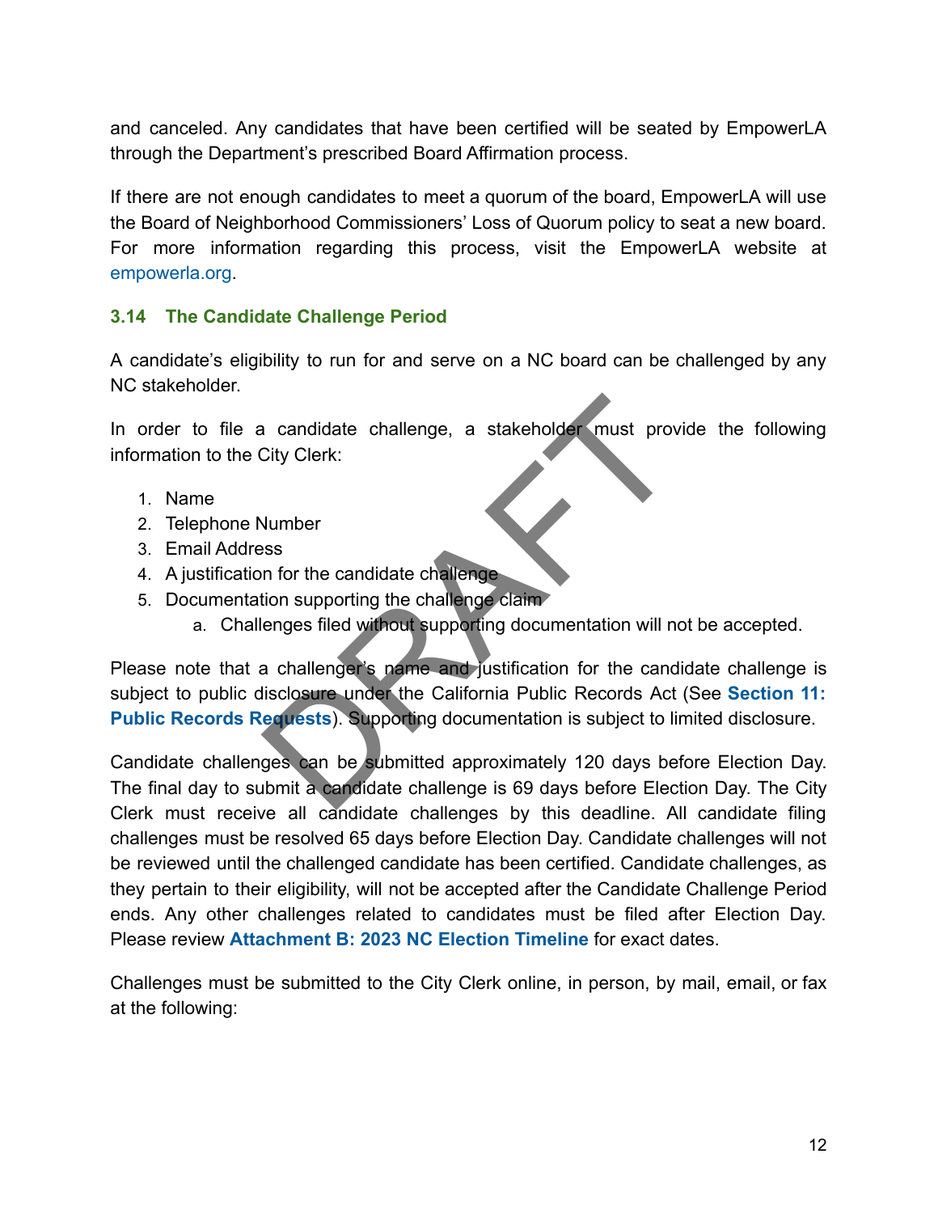and canceled. Any candidates that have been certified will be seated by EmpowerLA through the Department's prescribed Board Affirmation process.

If there are not enough candidates to meet a quorum of the board, EmpowerLA will use the Board of Neighborhood Commissioners' Loss of Quorum policy to seat a new board. For more information regarding this process, visit the EmpowerLA website at empowerla.org.

### 3.14 The Candidate Challenge Period

A candidate's eligibility to run for and serve on a NC board can be challenged by any NC stakeholder.

In order to file a candidate challenge, a stakeholder must provide the following information to the City Clerk:

1. Name
2. Telephone Number
3. Email Address
4. A justification for the candidate challenge
5. Documentation supporting the challenge claim
   a. Challenges filed without supporting documentation will not be accepted.

Please note that a challenger's name and justification for the candidate challenge is subject to public disclosure under the California Public Records Act (See **Section 11: Public Records Requests**). Supporting documentation is subject to limited disclosure.

Candidate challenges can be submitted approximately 120 days before Election Day. The final day to submit a candidate challenge is 69 days before Election Day. The City Clerk must receive all candidate challenges by this deadline. All candidate filing challenges must be resolved 65 days before Election Day. Candidate challenges will not be reviewed until the challenged candidate has been certified. Candidate challenges, as they pertain to their eligibility, will not be accepted after the Candidate Challenge Period ends. Any other challenges related to candidates must be filed after Election Day. Please review **Attachment B: 2023 NC Election Timeline** for exact dates.

Challenges must be submitted to the City Clerk online, in person, by mail, email, or fax at the following: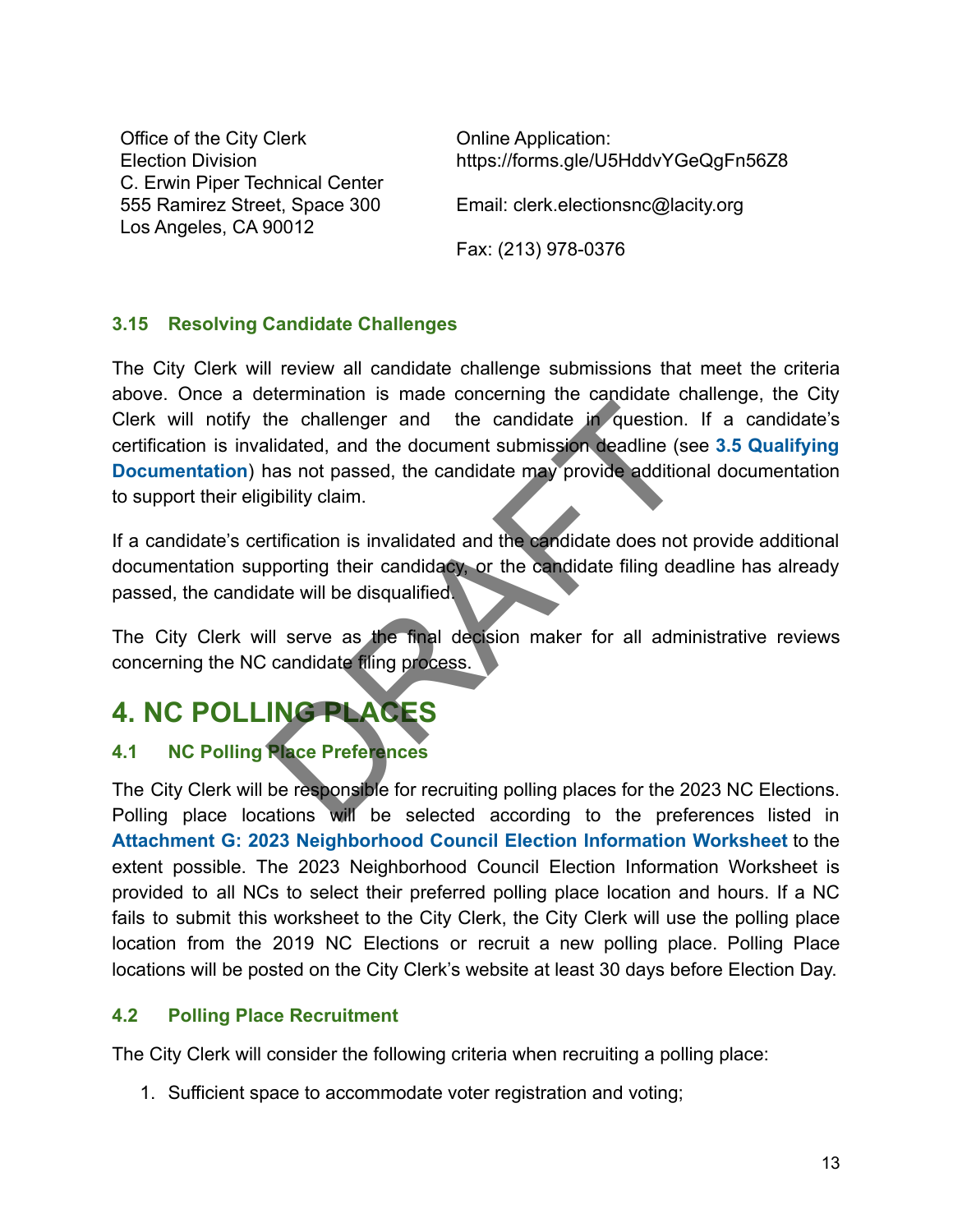Office of the City Clerk
Election Division
C. Erwin Piper Technical Center
555 Ramirez Street, Space 300
Los Angeles, CA 90012

Online Application:
https://forms.gle/U5HddvYGeQgFn56Z8

Email: clerk.electionsnc@lacity.org

Fax: (213) 978-0376

### 3.15 Resolving Candidate Challenges

The City Clerk will review all candidate challenge submissions that meet the criteria above. Once a determination is made concerning the candidate challenge, the City Clerk will notify the challenger and the candidate in question. If a candidate's certification is invalidated, and the document submission deadline (see **3.5 Qualifying Documentation**) has not passed, the candidate may provide additional documentation to support their eligibility claim.

If a candidate's certification is invalidated and the candidate does not provide additional documentation supporting their candidacy, or the candidate filing deadline has already passed, the candidate will be disqualified.

The City Clerk will serve as the final decision maker for all administrative reviews concerning the NC candidate filing process.

## 4. NC POLLING PLACES

### 4.1 NC Polling Place Preferences

The City Clerk will be responsible for recruiting polling places for the 2023 NC Elections. Polling place locations will be selected according to the preferences listed in **Attachment G: 2023 Neighborhood Council Election Information Worksheet** to the extent possible. The 2023 Neighborhood Council Election Information Worksheet is provided to all NCs to select their preferred polling place location and hours. If a NC fails to submit this worksheet to the City Clerk, the City Clerk will use the polling place location from the 2019 NC Elections or recruit a new polling place. Polling Place locations will be posted on the City Clerk's website at least 30 days before Election Day.

### 4.2 Polling Place Recruitment

The City Clerk will consider the following criteria when recruiting a polling place:

1. Sufficient space to accommodate voter registration and voting;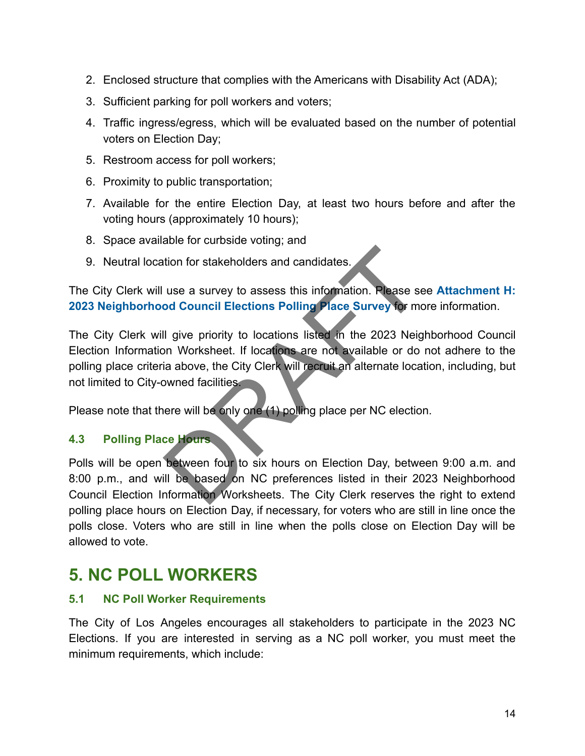2. Enclosed structure that complies with the Americans with Disability Act (ADA);
3. Sufficient parking for poll workers and voters;
4. Traffic ingress/egress, which will be evaluated based on the number of potential voters on Election Day;
5. Restroom access for poll workers;
6. Proximity to public transportation;
7. Available for the entire Election Day, at least two hours before and after the voting hours (approximately 10 hours);
8. Space available for curbside voting; and
9. Neutral location for stakeholders and candidates.

The City Clerk will use a survey to assess this information. Please see **Attachment H: 2023 Neighborhood Council Elections Polling Place Survey** for more information.

The City Clerk will give priority to locations listed in the 2023 Neighborhood Council Election Information Worksheet. If locations are not available or do not adhere to the polling place criteria above, the City Clerk will recruit an alternate location, including, but not limited to City-owned facilities.

Please note that there will be only one (1) polling place per NC election.

### 4.3 Polling Place Hours

Polls will be open between four to six hours on Election Day, between 9:00 a.m. and 8:00 p.m., and will be based on NC preferences listed in their 2023 Neighborhood Council Election Information Worksheets. The City Clerk reserves the right to extend polling place hours on Election Day, if necessary, for voters who are still in line once the polls close. Voters who are still in line when the polls close on Election Day will be allowed to vote.

## 5. NC POLL WORKERS

### 5.1 NC Poll Worker Requirements

The City of Los Angeles encourages all stakeholders to participate in the 2023 NC Elections. If you are interested in serving as a NC poll worker, you must meet the minimum requirements, which include: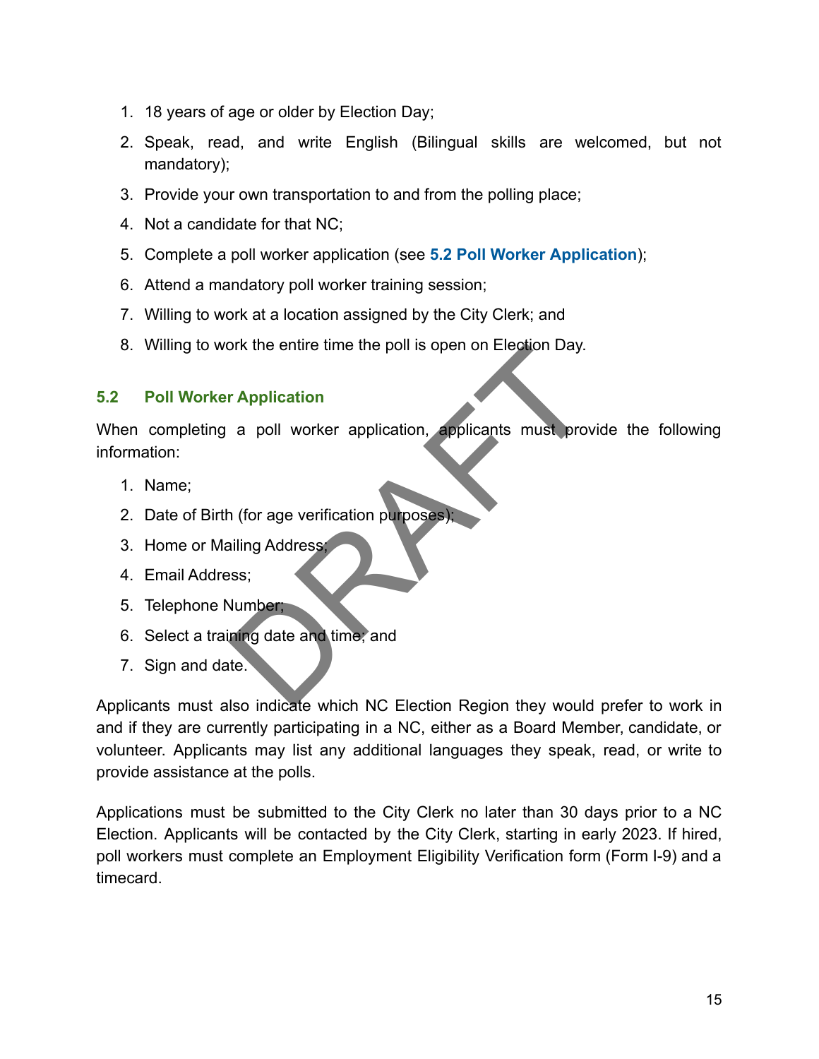1. 18 years of age or older by Election Day;
2. Speak, read, and write English (Bilingual skills are welcomed, but not mandatory);
3. Provide your own transportation to and from the polling place;
4. Not a candidate for that NC;
5. Complete a poll worker application (see **5.2 Poll Worker Application**);
6. Attend a mandatory poll worker training session;
7. Willing to work at a location assigned by the City Clerk; and
8. Willing to work the entire time the poll is open on Election Day.

### 5.2 Poll Worker Application

When completing a poll worker application, applicants must provide the following information:

1. Name;
2. Date of Birth (for age verification purposes);
3. Home or Mailing Address;
4. Email Address;
5. Telephone Number;
6. Select a training date and time; and
7. Sign and date.

Applicants must also indicate which NC Election Region they would prefer to work in and if they are currently participating in a NC, either as a Board Member, candidate, or volunteer. Applicants may list any additional languages they speak, read, or write to provide assistance at the polls.

Applications must be submitted to the City Clerk no later than 30 days prior to a NC Election. Applicants will be contacted by the City Clerk, starting in early 2023. If hired, poll workers must complete an Employment Eligibility Verification form (Form I-9) and a timecard.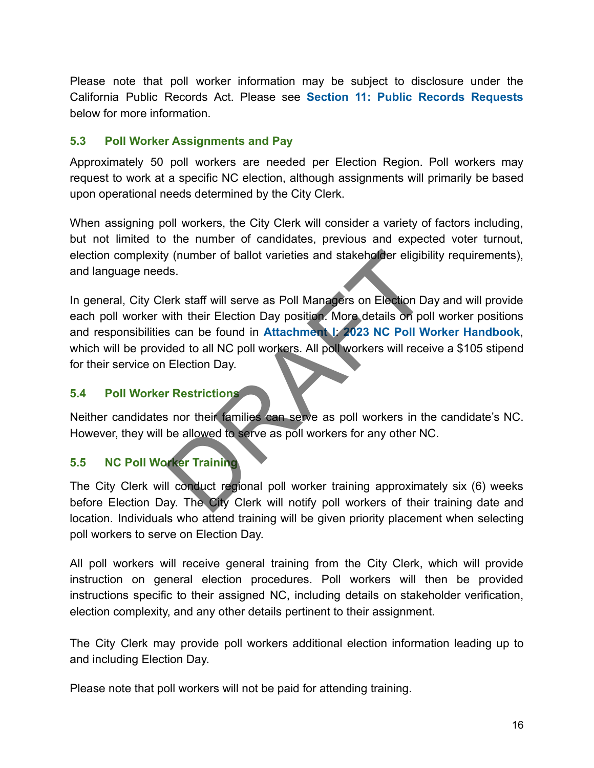Please note that poll worker information may be subject to disclosure under the California Public Records Act. Please see **Section 11: Public Records Requests** below for more information.

### 5.3 Poll Worker Assignments and Pay

Approximately 50 poll workers are needed per Election Region. Poll workers may request to work at a specific NC election, although assignments will primarily be based upon operational needs determined by the City Clerk.

When assigning poll workers, the City Clerk will consider a variety of factors including, but not limited to the number of candidates, previous and expected voter turnout, election complexity (number of ballot varieties and stakeholder eligibility requirements), and language needs.

In general, City Clerk staff will serve as Poll Managers on Election Day and will provide each poll worker with their Election Day position. More details on poll worker positions and responsibilities can be found in **Attachment I: 2023 NC Poll Worker Handbook**, which will be provided to all NC poll workers. All poll workers will receive a $105 stipend for their service on Election Day.

### 5.4 Poll Worker Restrictions

Neither candidates nor their families can serve as poll workers in the candidate's NC. However, they will be allowed to serve as poll workers for any other NC.

### 5.5 NC Poll Worker Training

The City Clerk will conduct regional poll worker training approximately six (6) weeks before Election Day. The City Clerk will notify poll workers of their training date and location. Individuals who attend training will be given priority placement when selecting poll workers to serve on Election Day.

All poll workers will receive general training from the City Clerk, which will provide instruction on general election procedures. Poll workers will then be provided instructions specific to their assigned NC, including details on stakeholder verification, election complexity, and any other details pertinent to their assignment.

The City Clerk may provide poll workers additional election information leading up to and including Election Day.

Please note that poll workers will not be paid for attending training.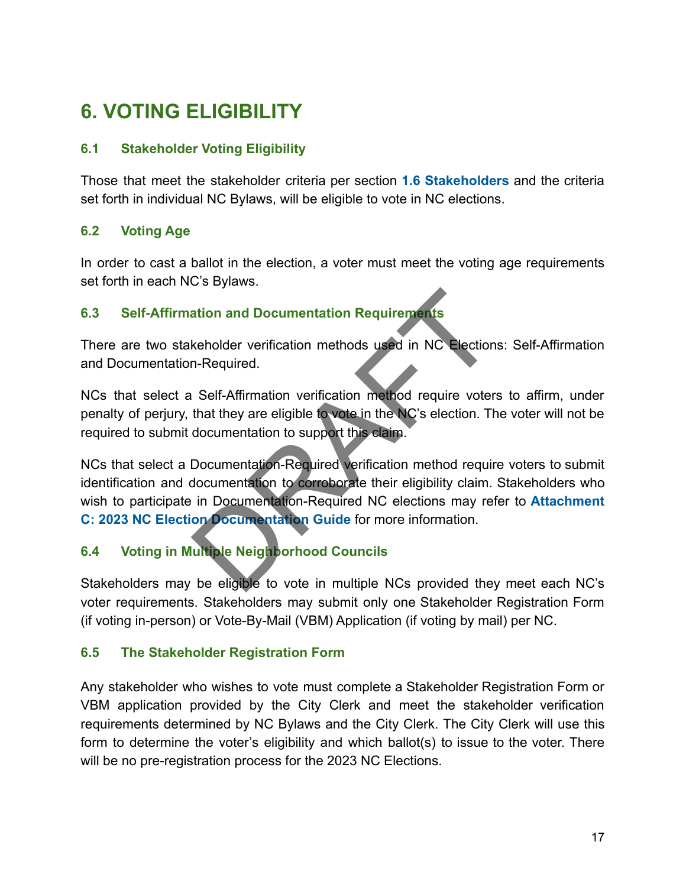# 6. VOTING ELIGIBILITY

## 6.1 Stakeholder Voting Eligibility

Those that meet the stakeholder criteria per section **1.6 Stakeholders** and the criteria set forth in individual NC Bylaws, will be eligible to vote in NC elections.

## 6.2 Voting Age

In order to cast a ballot in the election, a voter must meet the voting age requirements set forth in each NC's Bylaws.

## 6.3 Self-Affirmation and Documentation Requirements

There are two stakeholder verification methods used in NC Elections: Self-Affirmation and Documentation-Required.

NCs that select a Self-Affirmation verification method require voters to affirm, under penalty of perjury, that they are eligible to vote in the NC's election. The voter will not be required to submit documentation to support this claim.

NCs that select a Documentation-Required verification method require voters to submit identification and documentation to corroborate their eligibility claim. Stakeholders who wish to participate in Documentation-Required NC elections may refer to **Attachment C: 2023 NC Election Documentation Guide** for more information.

## 6.4 Voting in Multiple Neighborhood Councils

Stakeholders may be eligible to vote in multiple NCs provided they meet each NC's voter requirements. Stakeholders may submit only one Stakeholder Registration Form (if voting in-person) or Vote-By-Mail (VBM) Application (if voting by mail) per NC.

## 6.5 The Stakeholder Registration Form

Any stakeholder who wishes to vote must complete a Stakeholder Registration Form or VBM application provided by the City Clerk and meet the stakeholder verification requirements determined by NC Bylaws and the City Clerk. The City Clerk will use this form to determine the voter's eligibility and which ballot(s) to issue to the voter. There will be no pre-registration process for the 2023 NC Elections.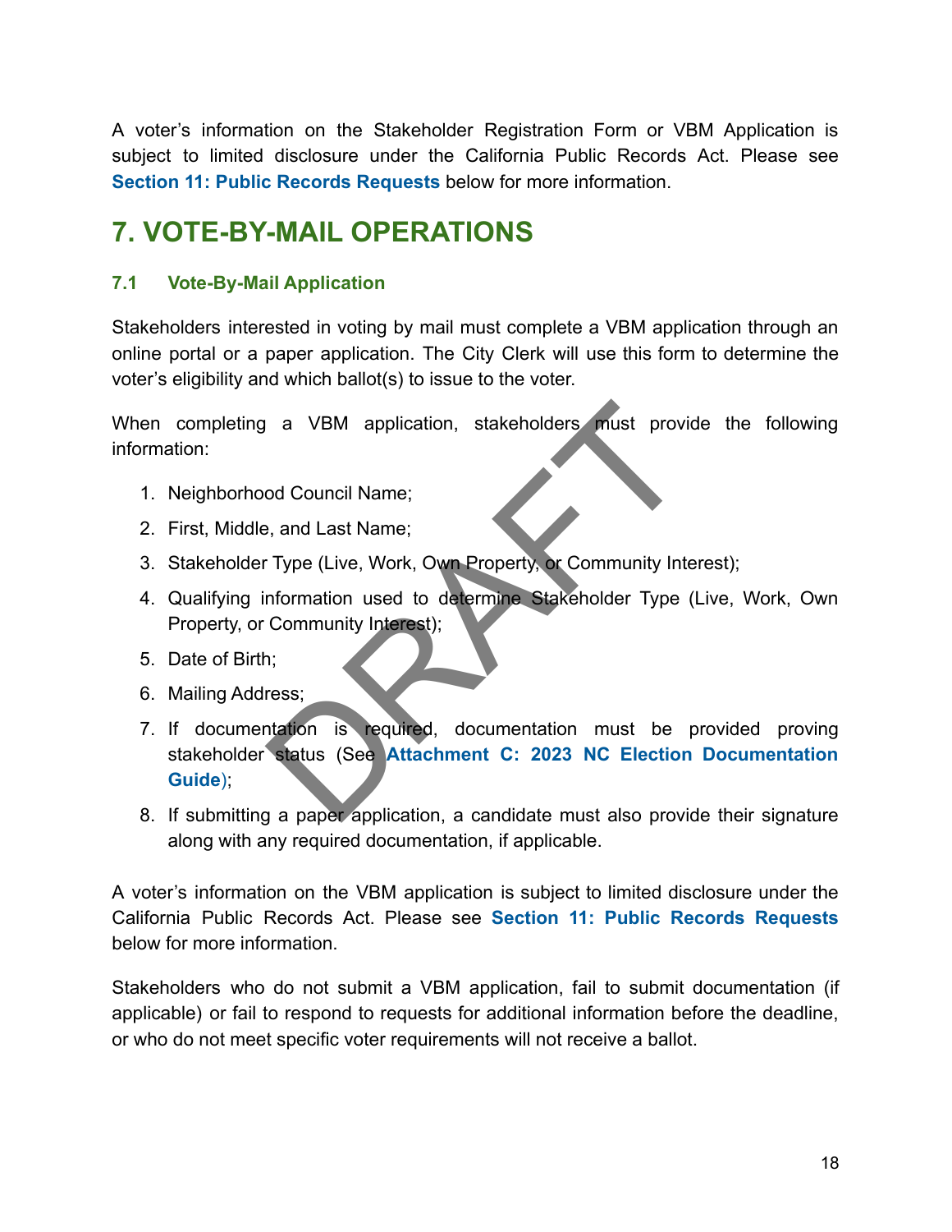A voter's information on the Stakeholder Registration Form or VBM Application is subject to limited disclosure under the California Public Records Act. Please see **Section 11: Public Records Requests** below for more information.

# 7. VOTE-BY-MAIL OPERATIONS

## 7.1 Vote-By-Mail Application

Stakeholders interested in voting by mail must complete a VBM application through an online portal or a paper application. The City Clerk will use this form to determine the voter's eligibility and which ballot(s) to issue to the voter.

When completing a VBM application, stakeholders must provide the following information:

1. Neighborhood Council Name;
2. First, Middle, and Last Name;
3. Stakeholder Type (Live, Work, Own Property, or Community Interest);
4. Qualifying information used to determine Stakeholder Type (Live, Work, Own Property, or Community Interest);
5. Date of Birth;
6. Mailing Address;
7. If documentation is required, documentation must be provided proving stakeholder status (See **Attachment C: 2023 NC Election Documentation Guide**);
8. If submitting a paper application, a candidate must also provide their signature along with any required documentation, if applicable.

A voter's information on the VBM application is subject to limited disclosure under the California Public Records Act. Please see **Section 11: Public Records Requests** below for more information.

Stakeholders who do not submit a VBM application, fail to submit documentation (if applicable) or fail to respond to requests for additional information before the deadline, or who do not meet specific voter requirements will not receive a ballot.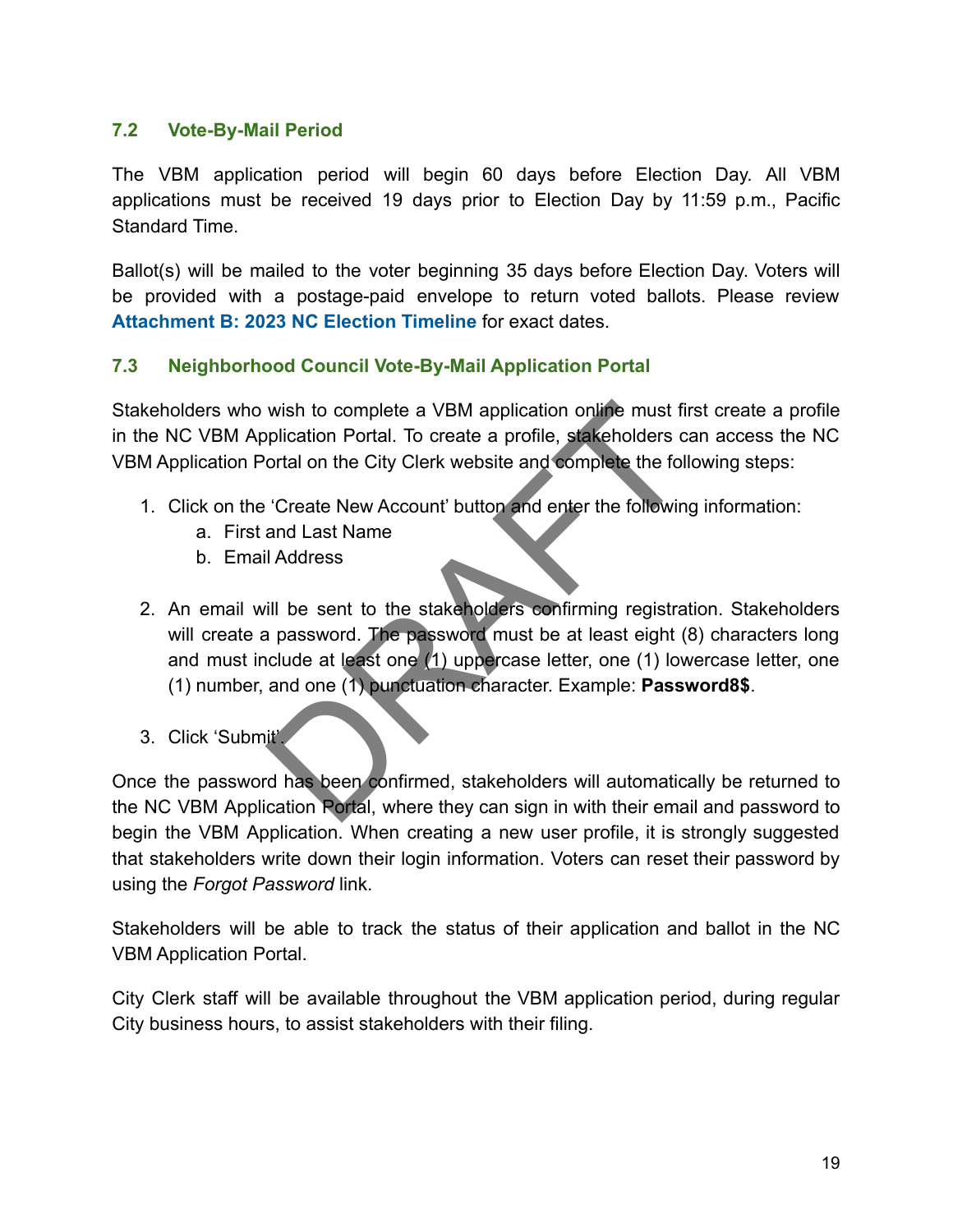### 7.2 Vote-By-Mail Period

The VBM application period will begin 60 days before Election Day. All VBM applications must be received 19 days prior to Election Day by 11:59 p.m., Pacific Standard Time.

Ballot(s) will be mailed to the voter beginning 35 days before Election Day. Voters will be provided with a postage-paid envelope to return voted ballots. Please review **Attachment B: 2023 NC Election Timeline** for exact dates.

### 7.3 Neighborhood Council Vote-By-Mail Application Portal

Stakeholders who wish to complete a VBM application online must first create a profile in the NC VBM Application Portal. To create a profile, stakeholders can access the NC VBM Application Portal on the City Clerk website and complete the following steps:

1. Click on the 'Create New Account' button and enter the following information:
   a. First and Last Name
   b. Email Address

2. An email will be sent to the stakeholders confirming registration. Stakeholders will create a password. The password must be at least eight (8) characters long and must include at least one (1) uppercase letter, one (1) lowercase letter, one (1) number, and one (1) punctuation character. Example: **Password8$**.

3. Click 'Submit'.

Once the password has been confirmed, stakeholders will automatically be returned to the NC VBM Application Portal, where they can sign in with their email and password to begin the VBM Application. When creating a new user profile, it is strongly suggested that stakeholders write down their login information. Voters can reset their password by using the *Forgot Password* link.

Stakeholders will be able to track the status of their application and ballot in the NC VBM Application Portal.

City Clerk staff will be available throughout the VBM application period, during regular City business hours, to assist stakeholders with their filing.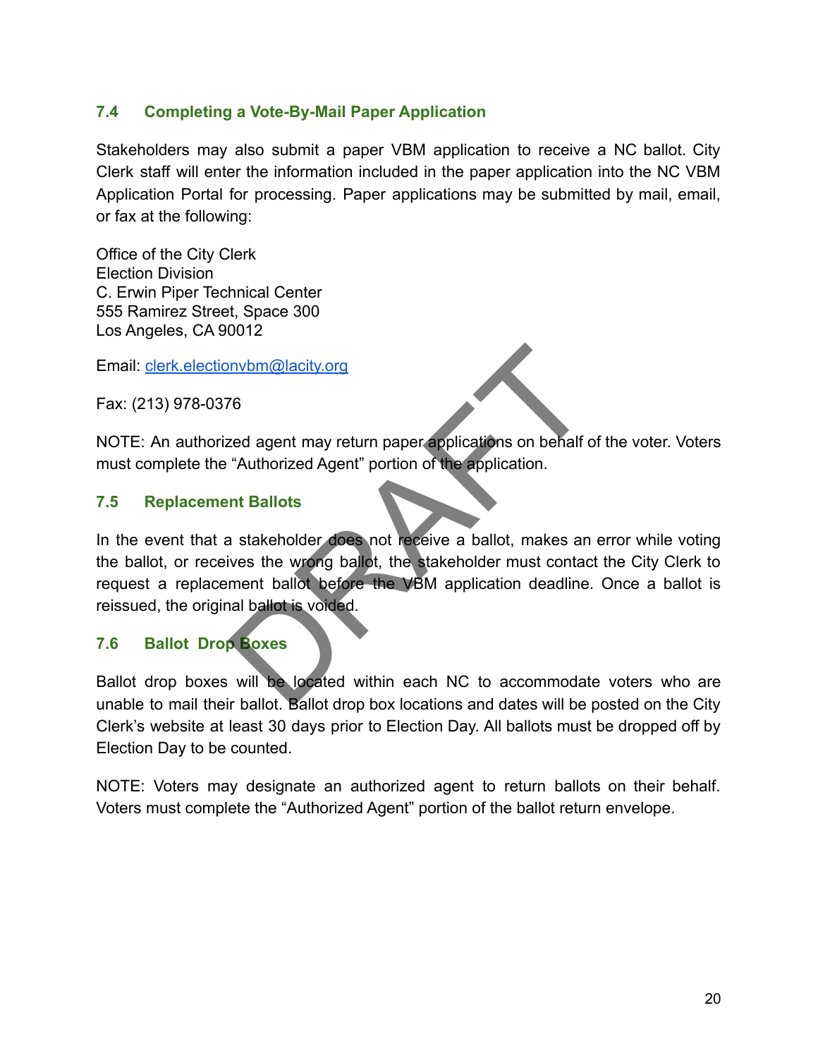## 7.4 Completing a Vote-By-Mail Paper Application

Stakeholders may also submit a paper VBM application to receive a NC ballot. City Clerk staff will enter the information included in the paper application into the NC VBM Application Portal for processing. Paper applications may be submitted by mail, email, or fax at the following:

Office of the City Clerk
Election Division
C. Erwin Piper Technical Center
555 Ramirez Street, Space 300
Los Angeles, CA 90012

Email: clerk.electionvbm@lacity.org

Fax: (213) 978-0376

NOTE: An authorized agent may return paper applications on behalf of the voter. Voters must complete the "Authorized Agent" portion of the application.

## 7.5 Replacement Ballots

In the event that a stakeholder does not receive a ballot, makes an error while voting the ballot, or receives the wrong ballot, the stakeholder must contact the City Clerk to request a replacement ballot before the VBM application deadline. Once a ballot is reissued, the original ballot is voided.

## 7.6 Ballot Drop Boxes

Ballot drop boxes will be located within each NC to accommodate voters who are unable to mail their ballot. Ballot drop box locations and dates will be posted on the City Clerk's website at least 30 days prior to Election Day. All ballots must be dropped off by Election Day to be counted.

NOTE: Voters may designate an authorized agent to return ballots on their behalf. Voters must complete the "Authorized Agent" portion of the ballot return envelope.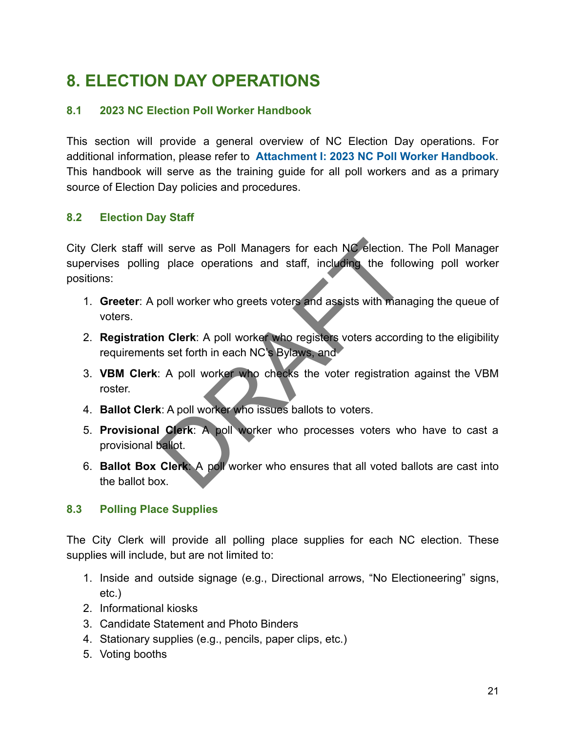# 8. ELECTION DAY OPERATIONS

## 8.1 2023 NC Election Poll Worker Handbook

This section will provide a general overview of NC Election Day operations. For additional information, please refer to **Attachment I: 2023 NC Poll Worker Handbook**. This handbook will serve as the training guide for all poll workers and as a primary source of Election Day policies and procedures.

## 8.2 Election Day Staff

City Clerk staff will serve as Poll Managers for each NC election. The Poll Manager supervises polling place operations and staff, including the following poll worker positions:

1. **Greeter**: A poll worker who greets voters and assists with managing the queue of voters.
2. **Registration Clerk**: A poll worker who registers voters according to the eligibility requirements set forth in each NC's Bylaws, and
3. **VBM Clerk**: A poll worker who checks the voter registration against the VBM roster.
4. **Ballot Clerk**: A poll worker who issues ballots to voters.
5. **Provisional Clerk**: A poll worker who processes voters who have to cast a provisional ballot.
6. **Ballot Box Clerk**: A poll worker who ensures that all voted ballots are cast into the ballot box.

## 8.3 Polling Place Supplies

The City Clerk will provide all polling place supplies for each NC election. These supplies will include, but are not limited to:

1. Inside and outside signage (e.g., Directional arrows, "No Electioneering" signs, etc.)
2. Informational kiosks
3. Candidate Statement and Photo Binders
4. Stationary supplies (e.g., pencils, paper clips, etc.)
5. Voting booths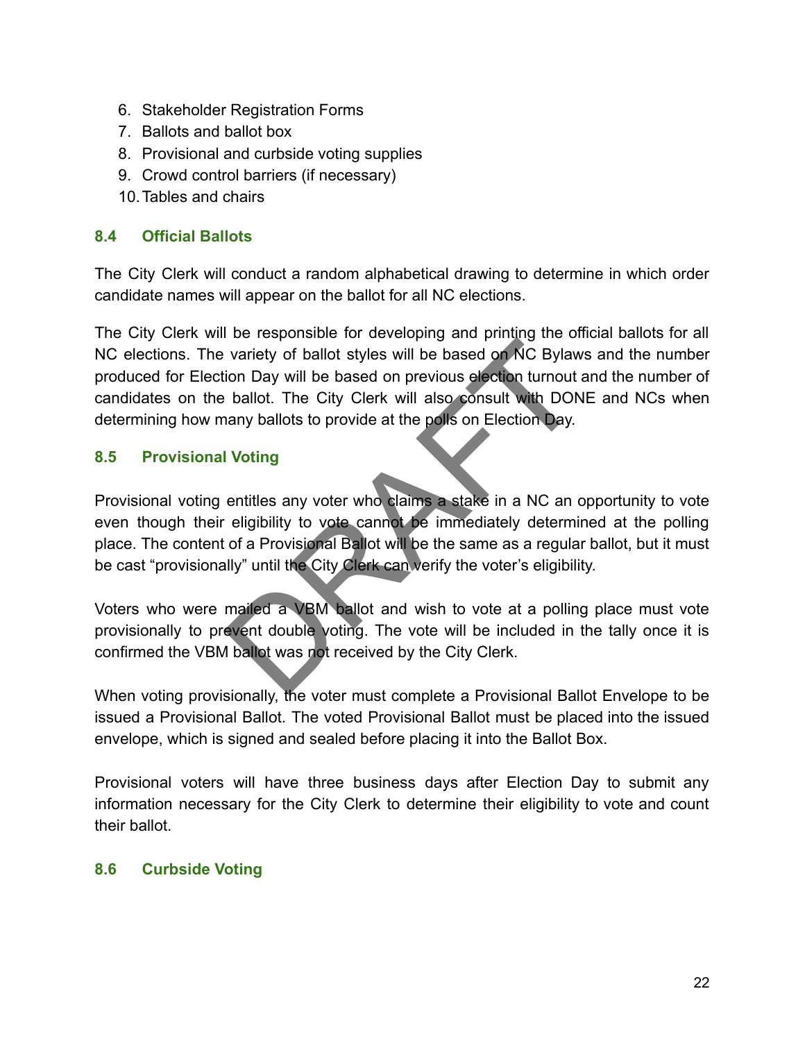6. Stakeholder Registration Forms
7. Ballots and ballot box
8. Provisional and curbside voting supplies
9. Crowd control barriers (if necessary)
10. Tables and chairs

### 8.4 Official Ballots

The City Clerk will conduct a random alphabetical drawing to determine in which order candidate names will appear on the ballot for all NC elections.

The City Clerk will be responsible for developing and printing the official ballots for all NC elections. The variety of ballot styles will be based on NC Bylaws and the number produced for Election Day will be based on previous election turnout and the number of candidates on the ballot. The City Clerk will also consult with DONE and NCs when determining how many ballots to provide at the polls on Election Day.

### 8.5 Provisional Voting

Provisional voting entitles any voter who claims a stake in a NC an opportunity to vote even though their eligibility to vote cannot be immediately determined at the polling place. The content of a Provisional Ballot will be the same as a regular ballot, but it must be cast "provisionally" until the City Clerk can verify the voter's eligibility.

Voters who were mailed a VBM ballot and wish to vote at a polling place must vote provisionally to prevent double voting. The vote will be included in the tally once it is confirmed the VBM ballot was not received by the City Clerk.

When voting provisionally, the voter must complete a Provisional Ballot Envelope to be issued a Provisional Ballot. The voted Provisional Ballot must be placed into the issued envelope, which is signed and sealed before placing it into the Ballot Box.

Provisional voters will have three business days after Election Day to submit any information necessary for the City Clerk to determine their eligibility to vote and count their ballot.

### 8.6 Curbside Voting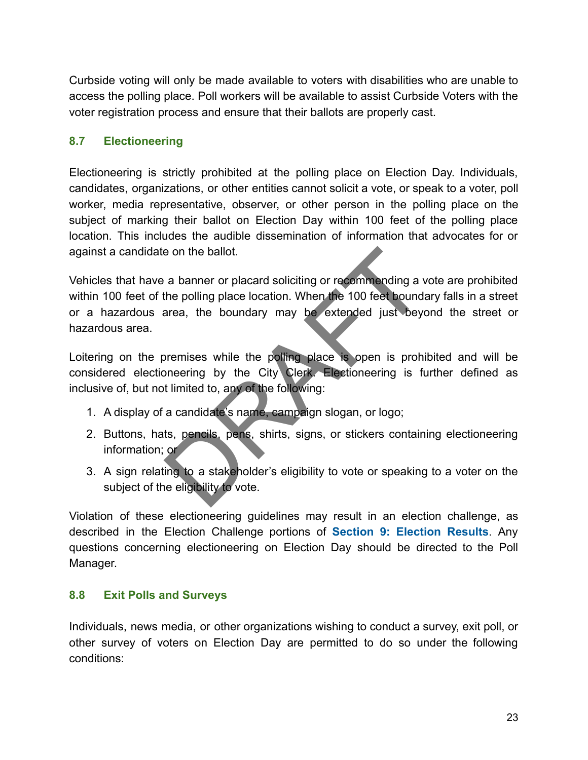Curbside voting will only be made available to voters with disabilities who are unable to access the polling place. Poll workers will be available to assist Curbside Voters with the voter registration process and ensure that their ballots are properly cast.

### 8.7 Electioneering

Electioneering is strictly prohibited at the polling place on Election Day. Individuals, candidates, organizations, or other entities cannot solicit a vote, or speak to a voter, poll worker, media representative, observer, or other person in the polling place on the subject of marking their ballot on Election Day within 100 feet of the polling place location. This includes the audible dissemination of information that advocates for or against a candidate on the ballot.

Vehicles that have a banner or placard soliciting or recommending a vote are prohibited within 100 feet of the polling place location. When the 100 feet boundary falls in a street or a hazardous area, the boundary may be extended just beyond the street or hazardous area.

Loitering on the premises while the polling place is open is prohibited and will be considered electioneering by the City Clerk. Electioneering is further defined as inclusive of, but not limited to, any of the following:

1. A display of a candidate's name, campaign slogan, or logo;
2. Buttons, hats, pencils, pens, shirts, signs, or stickers containing electioneering information; or
3. A sign relating to a stakeholder's eligibility to vote or speaking to a voter on the subject of the eligibility to vote.

Violation of these electioneering guidelines may result in an election challenge, as described in the Election Challenge portions of **Section 9: Election Results**. Any questions concerning electioneering on Election Day should be directed to the Poll Manager.

### 8.8 Exit Polls and Surveys

Individuals, news media, or other organizations wishing to conduct a survey, exit poll, or other survey of voters on Election Day are permitted to do so under the following conditions: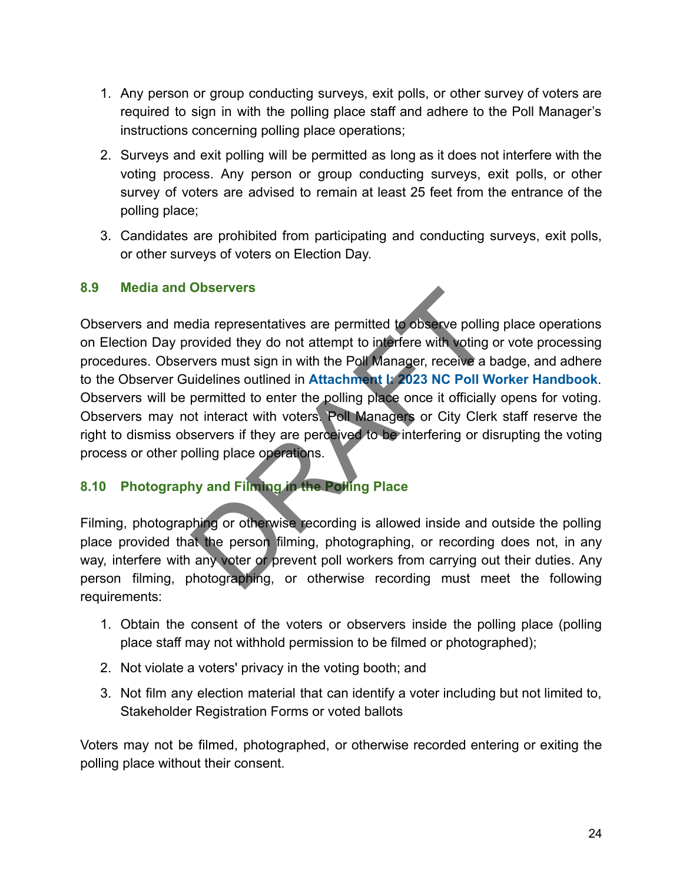1. Any person or group conducting surveys, exit polls, or other survey of voters are required to sign in with the polling place staff and adhere to the Poll Manager's instructions concerning polling place operations;
2. Surveys and exit polling will be permitted as long as it does not interfere with the voting process. Any person or group conducting surveys, exit polls, or other survey of voters are advised to remain at least 25 feet from the entrance of the polling place;
3. Candidates are prohibited from participating and conducting surveys, exit polls, or other surveys of voters on Election Day.

### 8.9 Media and Observers

Observers and media representatives are permitted to observe polling place operations on Election Day provided they do not attempt to interfere with voting or vote processing procedures. Observers must sign in with the Poll Manager, receive a badge, and adhere to the Observer Guidelines outlined in **Attachment I: 2023 NC Poll Worker Handbook**. Observers will be permitted to enter the polling place once it officially opens for voting. Observers may not interact with voters. Poll Managers or City Clerk staff reserve the right to dismiss observers if they are perceived to be interfering or disrupting the voting process or other polling place operations.

### 8.10 Photography and Filming in the Polling Place

Filming, photographing or otherwise recording is allowed inside and outside the polling place provided that the person filming, photographing, or recording does not, in any way, interfere with any voter or prevent poll workers from carrying out their duties. Any person filming, photographing, or otherwise recording must meet the following requirements:

1. Obtain the consent of the voters or observers inside the polling place (polling place staff may not withhold permission to be filmed or photographed);
2. Not violate a voters' privacy in the voting booth; and
3. Not film any election material that can identify a voter including but not limited to, Stakeholder Registration Forms or voted ballots

Voters may not be filmed, photographed, or otherwise recorded entering or exiting the polling place without their consent.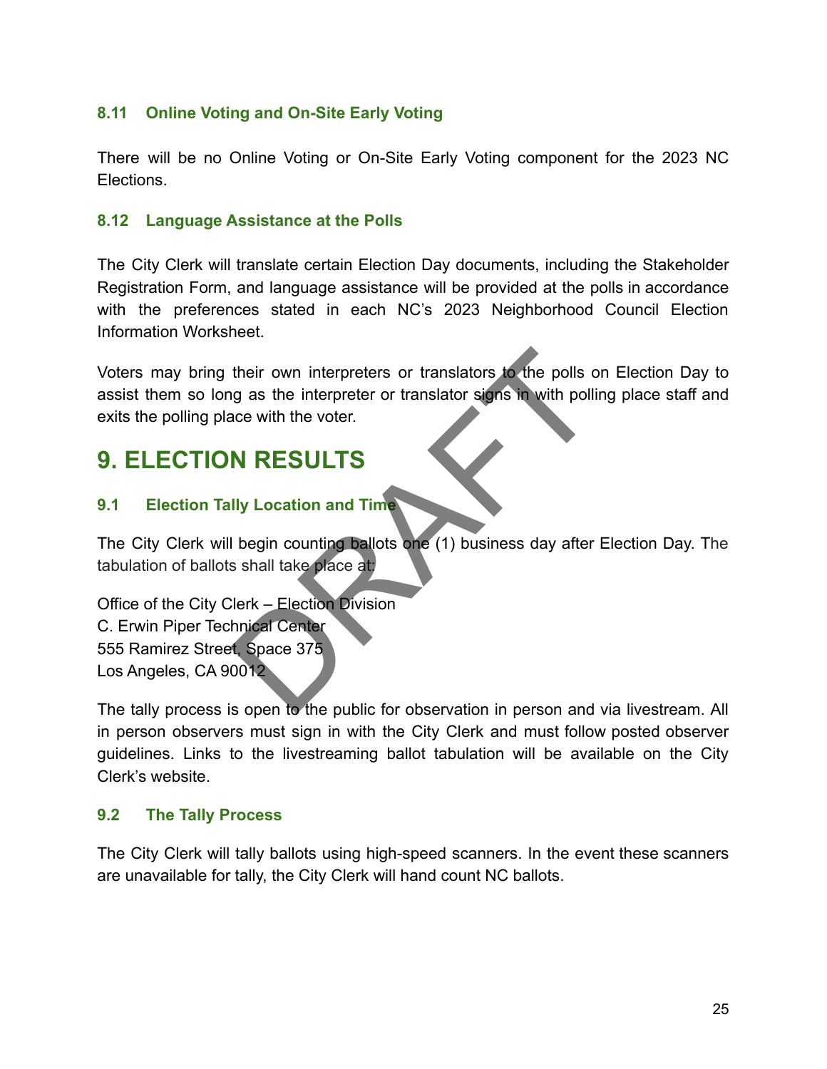### 8.11 Online Voting and On-Site Early Voting

There will be no Online Voting or On-Site Early Voting component for the 2023 NC Elections.

### 8.12 Language Assistance at the Polls

The City Clerk will translate certain Election Day documents, including the Stakeholder Registration Form, and language assistance will be provided at the polls in accordance with the preferences stated in each NC's 2023 Neighborhood Council Election Information Worksheet.

Voters may bring their own interpreters or translators to the polls on Election Day to assist them so long as the interpreter or translator signs in with polling place staff and exits the polling place with the voter.

## 9. ELECTION RESULTS

### 9.1 Election Tally Location and Time

The City Clerk will begin counting ballots one (1) business day after Election Day. The tabulation of ballots shall take place at:

Office of the City Clerk – Election Division
C. Erwin Piper Technical Center
555 Ramirez Street, Space 375
Los Angeles, CA 90012

The tally process is open to the public for observation in person and via livestream. All in person observers must sign in with the City Clerk and must follow posted observer guidelines. Links to the livestreaming ballot tabulation will be available on the City Clerk's website.

### 9.2 The Tally Process

The City Clerk will tally ballots using high-speed scanners. In the event these scanners are unavailable for tally, the City Clerk will hand count NC ballots.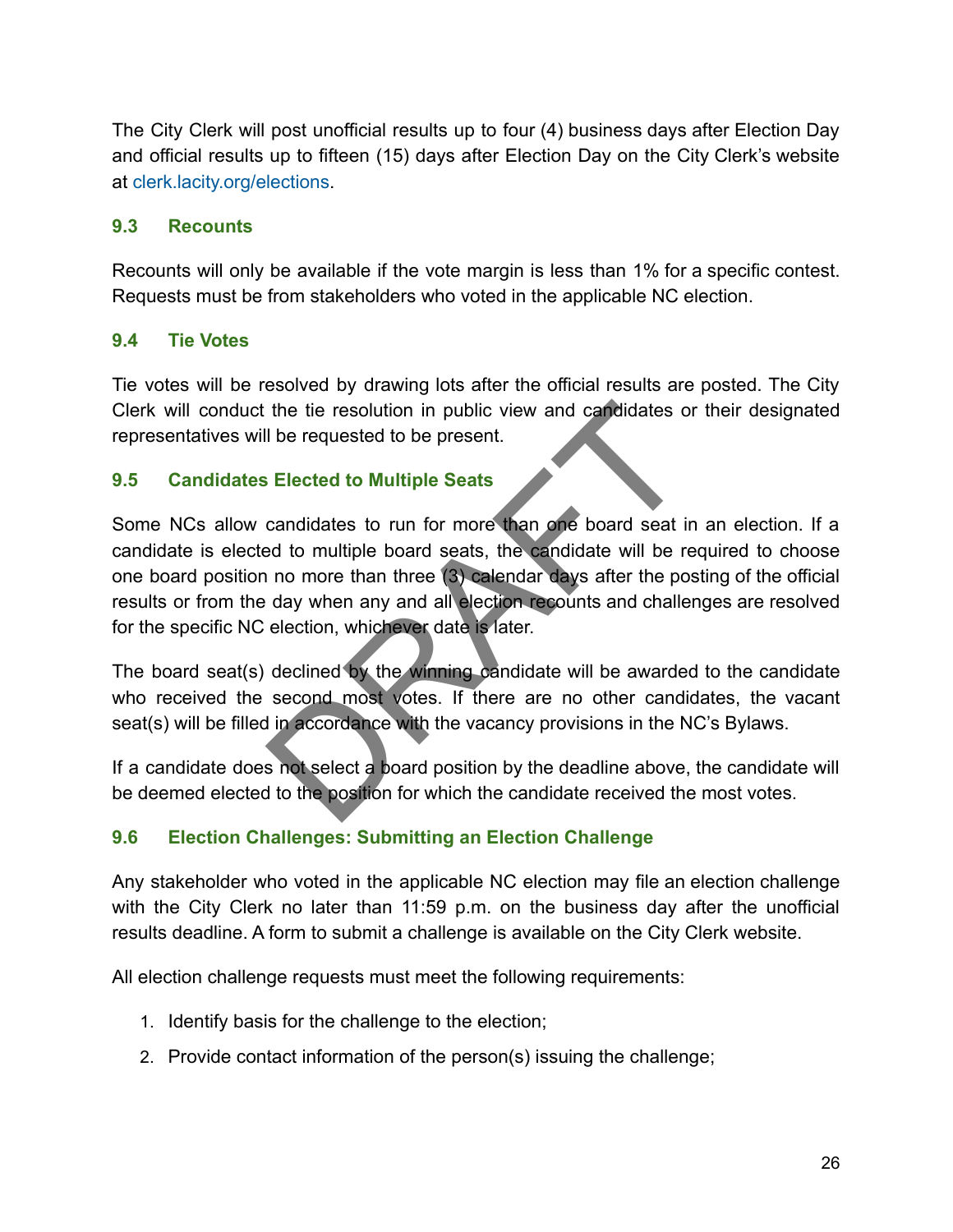The City Clerk will post unofficial results up to four (4) business days after Election Day and official results up to fifteen (15) days after Election Day on the City Clerk's website at clerk.lacity.org/elections.

### 9.3 Recounts

Recounts will only be available if the vote margin is less than 1% for a specific contest. Requests must be from stakeholders who voted in the applicable NC election.

### 9.4 Tie Votes

Tie votes will be resolved by drawing lots after the official results are posted. The City Clerk will conduct the tie resolution in public view and candidates or their designated representatives will be requested to be present.

### 9.5 Candidates Elected to Multiple Seats

Some NCs allow candidates to run for more than one board seat in an election. If a candidate is elected to multiple board seats, the candidate will be required to choose one board position no more than three (3) calendar days after the posting of the official results or from the day when any and all election recounts and challenges are resolved for the specific NC election, whichever date is later.

The board seat(s) declined by the winning candidate will be awarded to the candidate who received the second most votes. If there are no other candidates, the vacant seat(s) will be filled in accordance with the vacancy provisions in the NC's Bylaws.

If a candidate does not select a board position by the deadline above, the candidate will be deemed elected to the position for which the candidate received the most votes.

### 9.6 Election Challenges: Submitting an Election Challenge

Any stakeholder who voted in the applicable NC election may file an election challenge with the City Clerk no later than 11:59 p.m. on the business day after the unofficial results deadline. A form to submit a challenge is available on the City Clerk website.

All election challenge requests must meet the following requirements:

1. Identify basis for the challenge to the election;
2. Provide contact information of the person(s) issuing the challenge;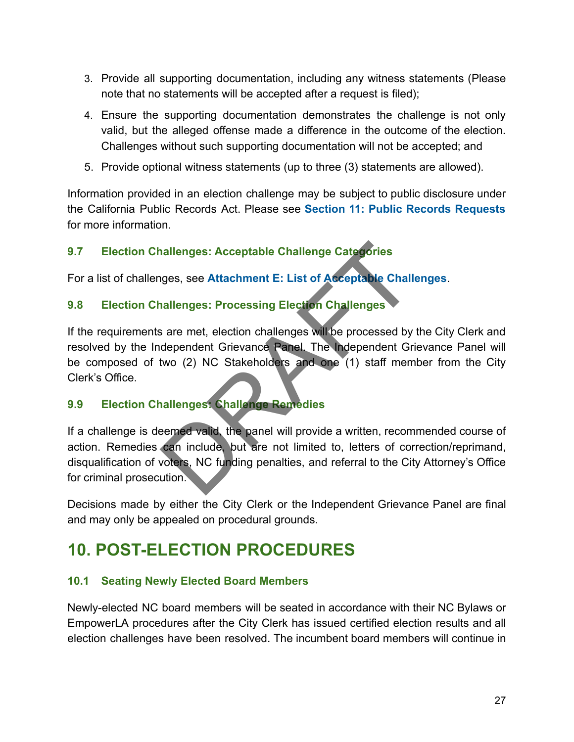3. Provide all supporting documentation, including any witness statements (Please note that no statements will be accepted after a request is filed);
4. Ensure the supporting documentation demonstrates the challenge is not only valid, but the alleged offense made a difference in the outcome of the election. Challenges without such supporting documentation will not be accepted; and
5. Provide optional witness statements (up to three (3) statements are allowed).

Information provided in an election challenge may be subject to public disclosure under the California Public Records Act. Please see **Section 11: Public Records Requests** for more information.

### 9.7 Election Challenges: Acceptable Challenge Categories

For a list of challenges, see **Attachment E: List of Acceptable Challenges**.

### 9.8 Election Challenges: Processing Election Challenges

If the requirements are met, election challenges will be processed by the City Clerk and resolved by the Independent Grievance Panel. The Independent Grievance Panel will be composed of two (2) NC Stakeholders and one (1) staff member from the City Clerk's Office.

### 9.9 Election Challenges: Challenge Remedies

If a challenge is deemed valid, the panel will provide a written, recommended course of action. Remedies can include, but are not limited to, letters of correction/reprimand, disqualification of voters, NC funding penalties, and referral to the City Attorney's Office for criminal prosecution.

Decisions made by either the City Clerk or the Independent Grievance Panel are final and may only be appealed on procedural grounds.

## 10. POST-ELECTION PROCEDURES

### 10.1 Seating Newly Elected Board Members

Newly-elected NC board members will be seated in accordance with their NC Bylaws or EmpowerLA procedures after the City Clerk has issued certified election results and all election challenges have been resolved. The incumbent board members will continue in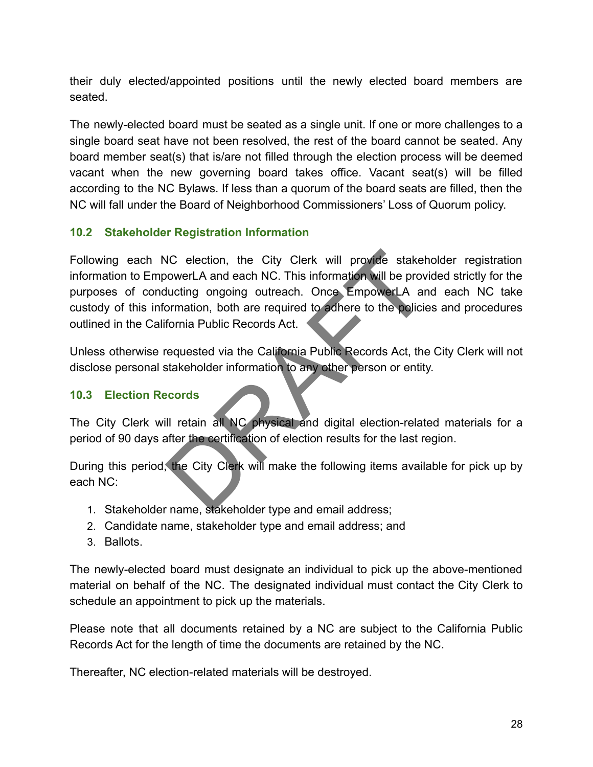their duly elected/appointed positions until the newly elected board members are seated.

The newly-elected board must be seated as a single unit. If one or more challenges to a single board seat have not been resolved, the rest of the board cannot be seated. Any board member seat(s) that is/are not filled through the election process will be deemed vacant when the new governing board takes office. Vacant seat(s) will be filled according to the NC Bylaws. If less than a quorum of the board seats are filled, then the NC will fall under the Board of Neighborhood Commissioners' Loss of Quorum policy.

### 10.2 Stakeholder Registration Information

Following each NC election, the City Clerk will provide stakeholder registration information to EmpowerLA and each NC. This information will be provided strictly for the purposes of conducting ongoing outreach. Once EmpowerLA and each NC take custody of this information, both are required to adhere to the policies and procedures outlined in the California Public Records Act.

Unless otherwise requested via the California Public Records Act, the City Clerk will not disclose personal stakeholder information to any other person or entity.

### 10.3 Election Records

The City Clerk will retain all NC physical and digital election-related materials for a period of 90 days after the certification of election results for the last region.

During this period, the City Clerk will make the following items available for pick up by each NC:

1. Stakeholder name, stakeholder type and email address;
2. Candidate name, stakeholder type and email address; and
3. Ballots.

The newly-elected board must designate an individual to pick up the above-mentioned material on behalf of the NC. The designated individual must contact the City Clerk to schedule an appointment to pick up the materials.

Please note that all documents retained by a NC are subject to the California Public Records Act for the length of time the documents are retained by the NC.

Thereafter, NC election-related materials will be destroyed.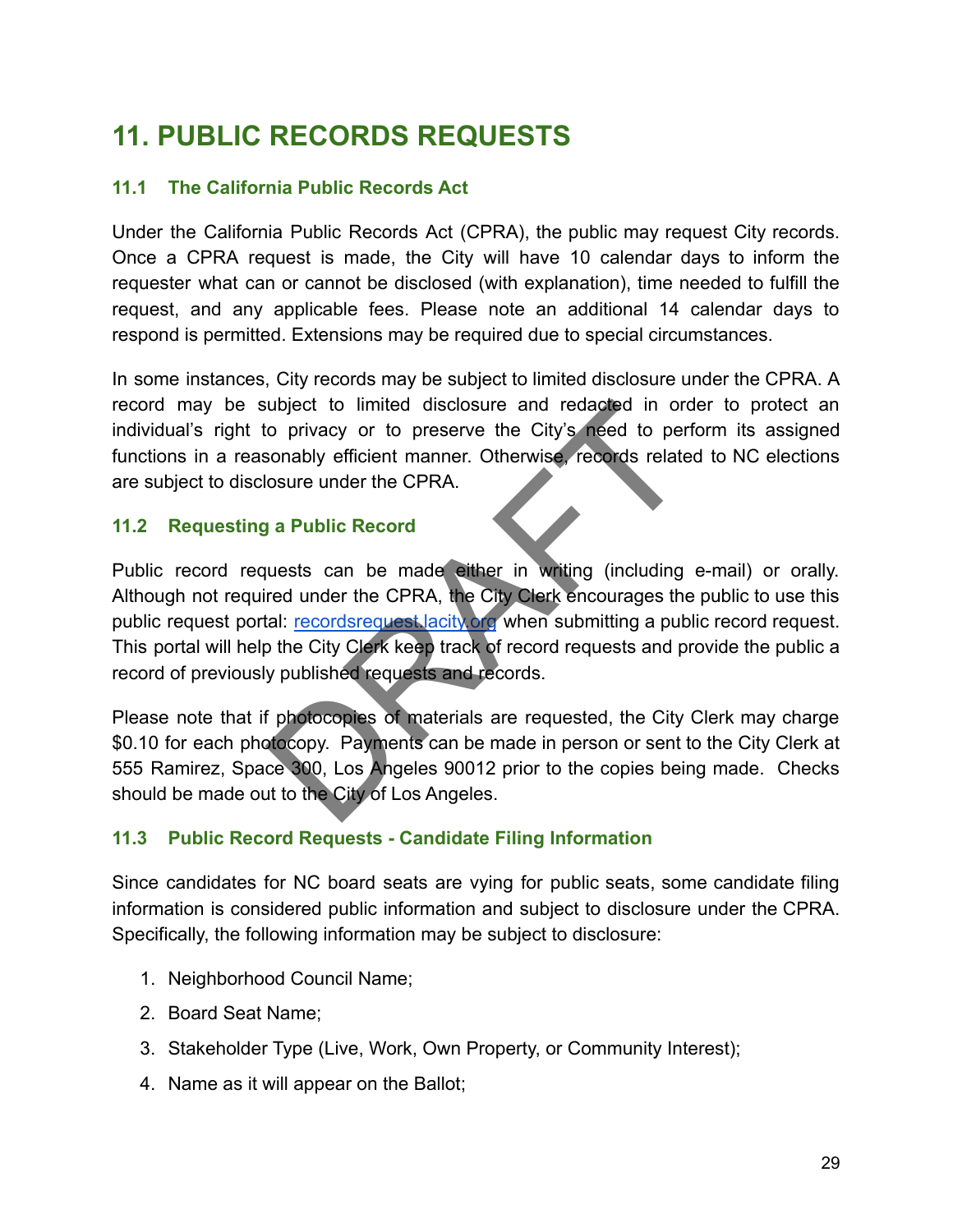# 11. PUBLIC RECORDS REQUESTS

## 11.1 The California Public Records Act

Under the California Public Records Act (CPRA), the public may request City records. Once a CPRA request is made, the City will have 10 calendar days to inform the requester what can or cannot be disclosed (with explanation), time needed to fulfill the request, and any applicable fees. Please note an additional 14 calendar days to respond is permitted. Extensions may be required due to special circumstances.

In some instances, City records may be subject to limited disclosure under the CPRA. A record may be subject to limited disclosure and redacted in order to protect an individual's right to privacy or to preserve the City's need to perform its assigned functions in a reasonably efficient manner. Otherwise, records related to NC elections are subject to disclosure under the CPRA.

## 11.2 Requesting a Public Record

Public record requests can be made either in writing (including e-mail) or orally. Although not required under the CPRA, the City Clerk encourages the public to use this public request portal: [recordsrequest.lacity.org](recordsrequest.lacity.org) when submitting a public record request. This portal will help the City Clerk keep track of record requests and provide the public a record of previously published requests and records.

Please note that if photocopies of materials are requested, the City Clerk may charge $0.10 for each photocopy. Payments can be made in person or sent to the City Clerk at 555 Ramirez, Space 300, Los Angeles 90012 prior to the copies being made. Checks should be made out to the City of Los Angeles.

## 11.3 Public Record Requests - Candidate Filing Information

Since candidates for NC board seats are vying for public seats, some candidate filing information is considered public information and subject to disclosure under the CPRA. Specifically, the following information may be subject to disclosure:

1. Neighborhood Council Name;
2. Board Seat Name;
3. Stakeholder Type (Live, Work, Own Property, or Community Interest);
4. Name as it will appear on the Ballot;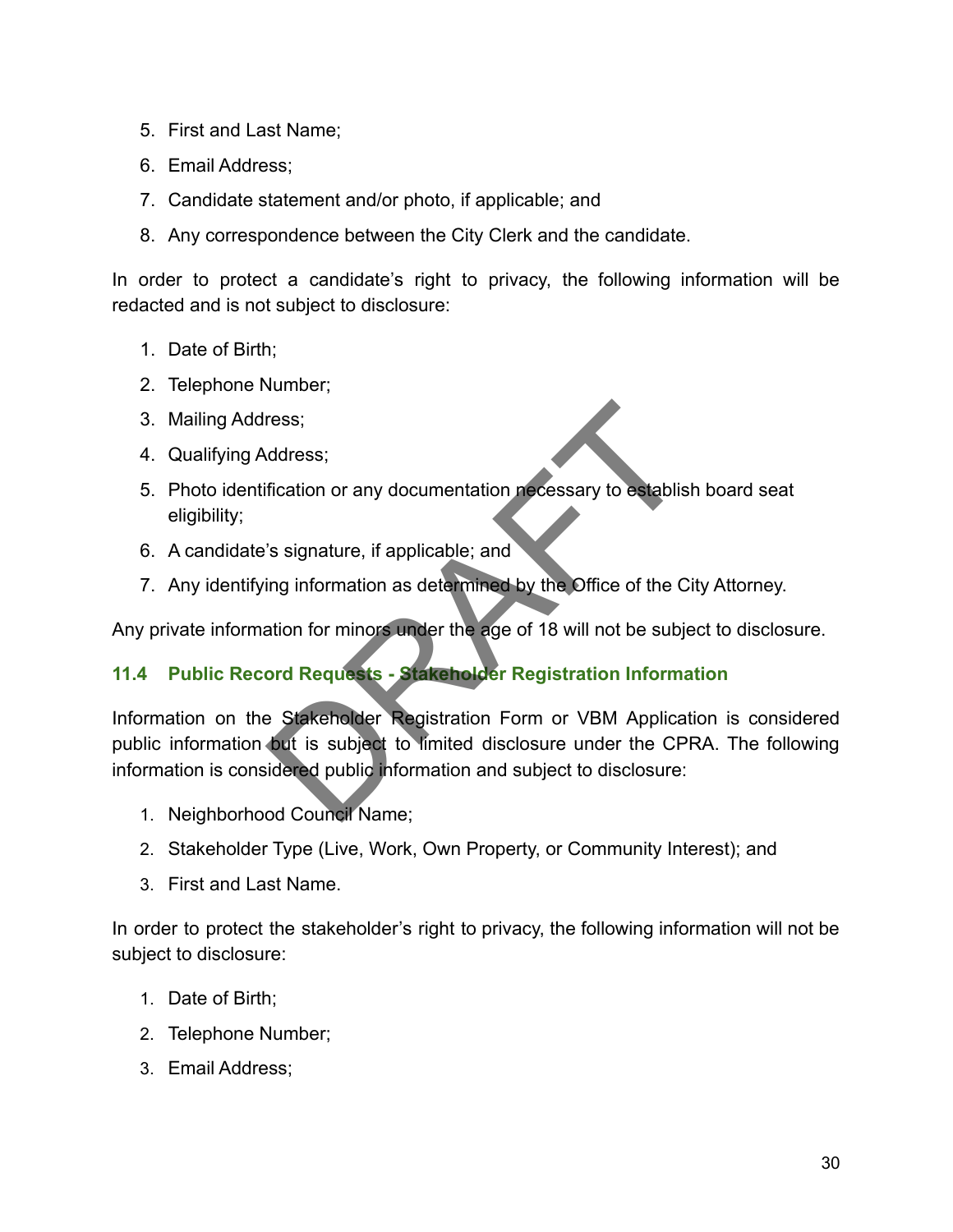5. First and Last Name;
6. Email Address;
7. Candidate statement and/or photo, if applicable; and
8. Any correspondence between the City Clerk and the candidate.

In order to protect a candidate's right to privacy, the following information will be redacted and is not subject to disclosure:

1. Date of Birth;
2. Telephone Number;
3. Mailing Address;
4. Qualifying Address;
5. Photo identification or any documentation necessary to establish board seat eligibility;
6. A candidate's signature, if applicable; and
7. Any identifying information as determined by the Office of the City Attorney.

Any private information for minors under the age of 18 will not be subject to disclosure.

### 11.4 Public Record Requests - Stakeholder Registration Information

Information on the Stakeholder Registration Form or VBM Application is considered public information but is subject to limited disclosure under the CPRA. The following information is considered public information and subject to disclosure:

1. Neighborhood Council Name;
2. Stakeholder Type (Live, Work, Own Property, or Community Interest); and
3. First and Last Name.

In order to protect the stakeholder's right to privacy, the following information will not be subject to disclosure:

1. Date of Birth;
2. Telephone Number;
3. Email Address;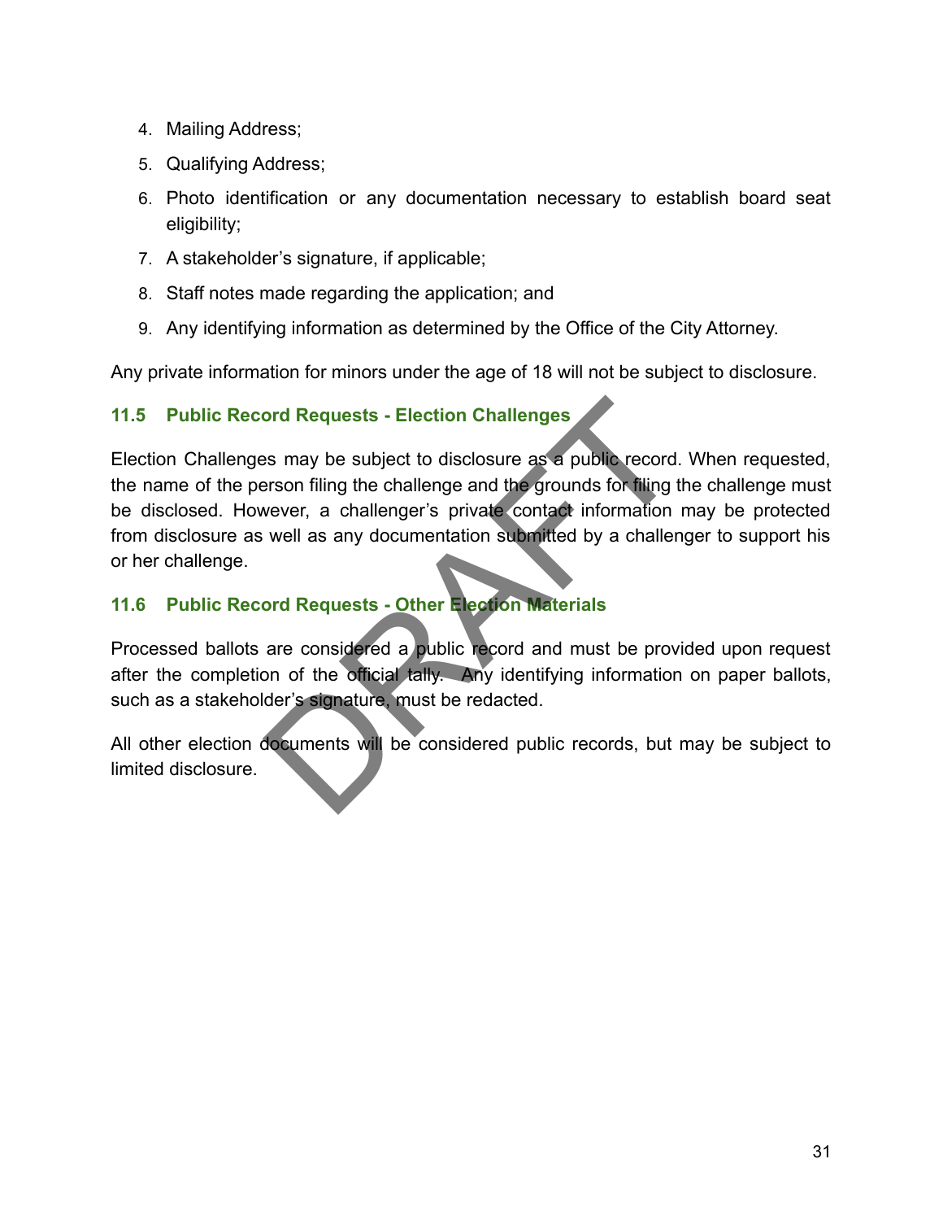4. Mailing Address;
5. Qualifying Address;
6. Photo identification or any documentation necessary to establish board seat eligibility;
7. A stakeholder's signature, if applicable;
8. Staff notes made regarding the application; and
9. Any identifying information as determined by the Office of the City Attorney.

Any private information for minors under the age of 18 will not be subject to disclosure.

### 11.5 Public Record Requests - Election Challenges

Election Challenges may be subject to disclosure as a public record. When requested, the name of the person filing the challenge and the grounds for filing the challenge must be disclosed. However, a challenger's private contact information may be protected from disclosure as well as any documentation submitted by a challenger to support his or her challenge.

### 11.6 Public Record Requests - Other Election Materials

Processed ballots are considered a public record and must be provided upon request after the completion of the official tally. Any identifying information on paper ballots, such as a stakeholder's signature, must be redacted.

All other election documents will be considered public records, but may be subject to limited disclosure.